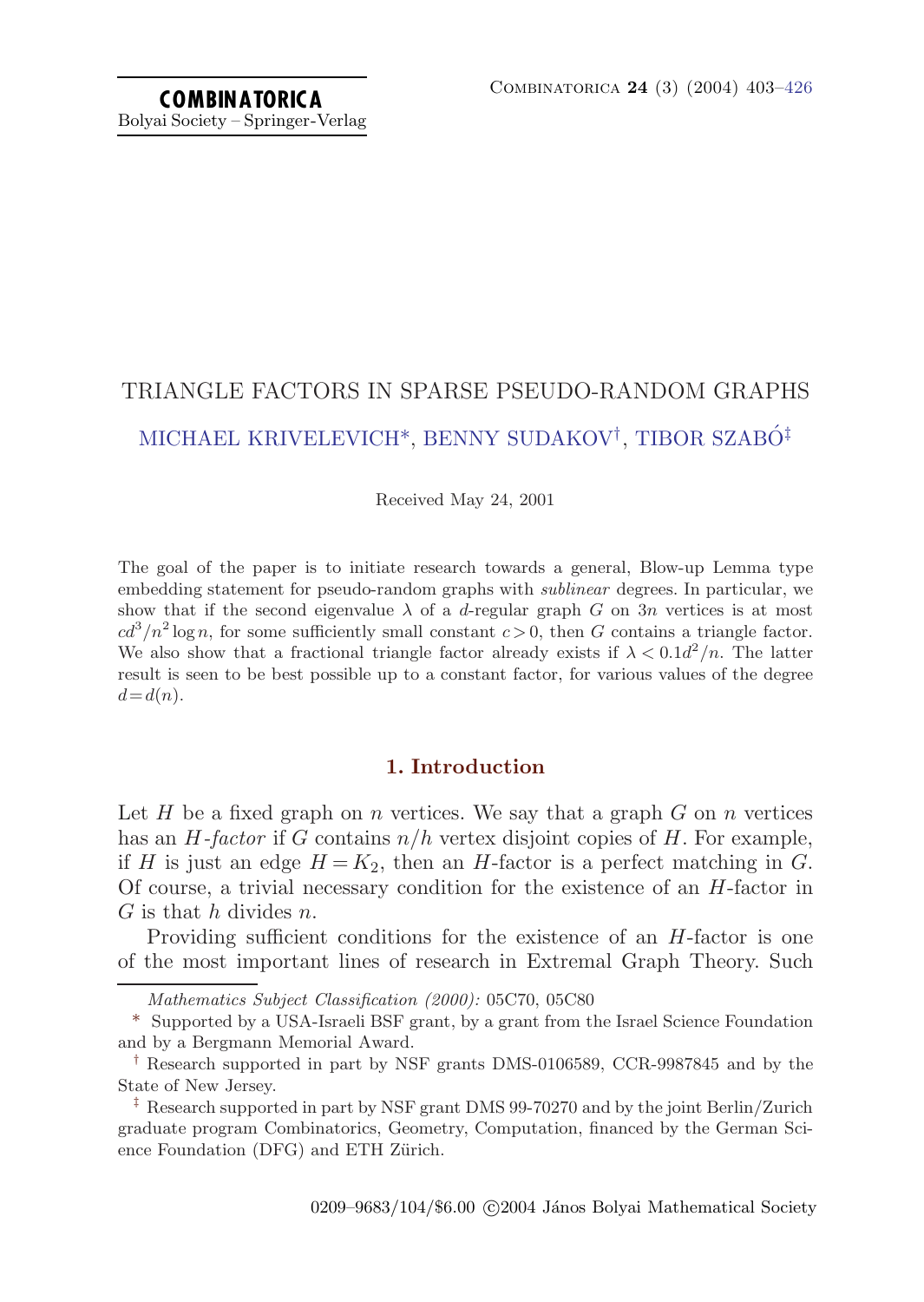# TRIANGLE FACTORS IN SPARSE PSEUDO-RANDOM GRAPHS

MICHAEL KRIVELEVICH*, BENNY SUDAKOV†, TIBOR SZABÓ‡

Received May 24, 2001

The goal of the paper is to initiate research towards a general, Blow-up Lemma type embedding statement for pseudo-random graphs with *sublinear* degrees. In particular, we show that if the second eigenvalue $\lambda$ of a $d$-regular graph $G$ on $3n$ vertices is at most $cd^3/n^2 \log n$, for some sufficiently small constant $c>0$, then $G$ contains a triangle factor. We also show that a fractional triangle factor already exists if $\lambda < 0.1d^2/n$. The latter result is seen to be best possible up to a constant factor, for various values of the degree $d=d(n)$.

## 1. Introduction

Let $H$ be a fixed graph on $n$ vertices. We say that a graph $G$ on $n$ vertices has an *$H$-factor* if $G$ contains $n/h$ vertex disjoint copies of $H$. For example, if $H$ is just an edge $H=K_2$, then an $H$-factor is a perfect matching in $G$. Of course, a trivial necessary condition for the existence of an $H$-factor in $G$ is that $h$ divides $n$.

Providing sufficient conditions for the existence of an $H$-factor is one of the most important lines of research in Extremal Graph Theory. Such

---

*Mathematics Subject Classification (2000):* 05C70, 05C80

\* Supported by a USA-Israeli BSF grant, by a grant from the Israel Science Foundation and by a Bergmann Memorial Award.

† Research supported in part by NSF grants DMS-0106589, CCR-9987845 and by the State of New Jersey.

‡ Research supported in part by NSF grant DMS 99-70270 and by the joint Berlin/Zurich graduate program Combinatorics, Geometry, Computation, financed by the German Science Foundation (DFG) and ETH Zürich.

0209–9683/104/$6.00 ©2004 János Bolyai Mathematical Society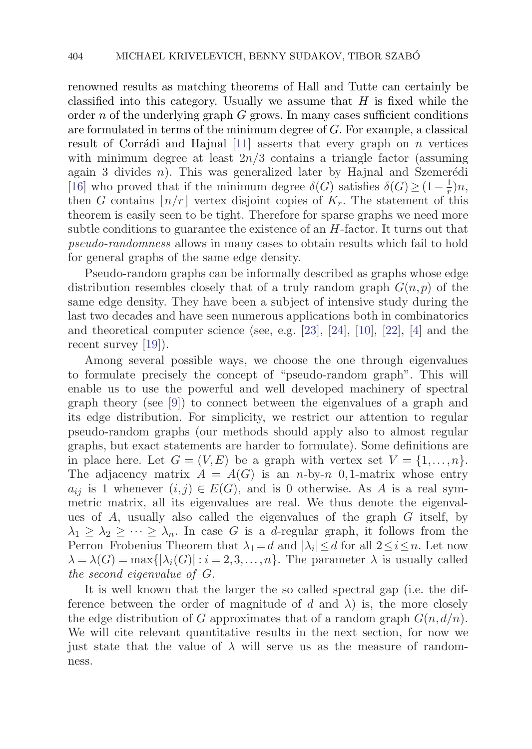renowned results as matching theorems of Hall and Tutte can certainly be classified into this category. Usually we assume that $H$ is fixed while the order $n$ of the underlying graph $G$ grows. In many cases sufficient conditions are formulated in terms of the minimum degree of $G$. For example, a classical result of Corrádi and Hajnal [11] asserts that every graph on $n$ vertices with minimum degree at least $2n/3$ contains a triangle factor (assuming again 3 divides $n$). This was generalized later by Hajnal and Szemerédi [16] who proved that if the minimum degree $\delta(G)$ satisfies $\delta(G) \geq (1 - \frac{1}{r})n$, then $G$ contains $\lfloor n/r \rfloor$ vertex disjoint copies of $K_r$. The statement of this theorem is easily seen to be tight. Therefore for sparse graphs we need more subtle conditions to guarantee the existence of an $H$-factor. It turns out that *pseudo-randomness* allows in many cases to obtain results which fail to hold for general graphs of the same edge density.

Pseudo-random graphs can be informally described as graphs whose edge distribution resembles closely that of a truly random graph $G(n,p)$ of the same edge density. They have been a subject of intensive study during the last two decades and have seen numerous applications both in combinatorics and theoretical computer science (see, e.g. [23], [24], [10], [22], [4] and the recent survey [19]).

Among several possible ways, we choose the one through eigenvalues to formulate precisely the concept of "pseudo-random graph". This will enable us to use the powerful and well developed machinery of spectral graph theory (see [9]) to connect between the eigenvalues of a graph and its edge distribution. For simplicity, we restrict our attention to regular pseudo-random graphs (our methods should apply also to almost regular graphs, but exact statements are harder to formulate). Some definitions are in place here. Let $G = (V, E)$ be a graph with vertex set $V = \{1, \ldots, n\}$. The adjacency matrix $A = A(G)$ is an $n$-by-$n$ 0,1-matrix whose entry $a_{ij}$ is 1 whenever $(i,j) \in E(G)$, and is 0 otherwise. As $A$ is a real symmetric matrix, all its eigenvalues are real. We thus denote the eigenvalues of $A$, usually also called the eigenvalues of the graph $G$ itself, by $\lambda_1 \geq \lambda_2 \geq \cdots \geq \lambda_n$. In case $G$ is a $d$-regular graph, it follows from the Perron–Frobenius Theorem that $\lambda_1 = d$ and $|\lambda_i| \leq d$ for all $2 \leq i \leq n$. Let now $\lambda = \lambda(G) = \max\{|\lambda_i(G)| : i = 2, 3, \ldots, n\}$. The parameter $\lambda$ is usually called *the second eigenvalue of $G$*.

It is well known that the larger the so called spectral gap (i.e. the difference between the order of magnitude of $d$ and $\lambda$) is, the more closely the edge distribution of $G$ approximates that of a random graph $G(n, d/n)$. We will cite relevant quantitative results in the next section, for now we just state that the value of $\lambda$ will serve us as the measure of randomness.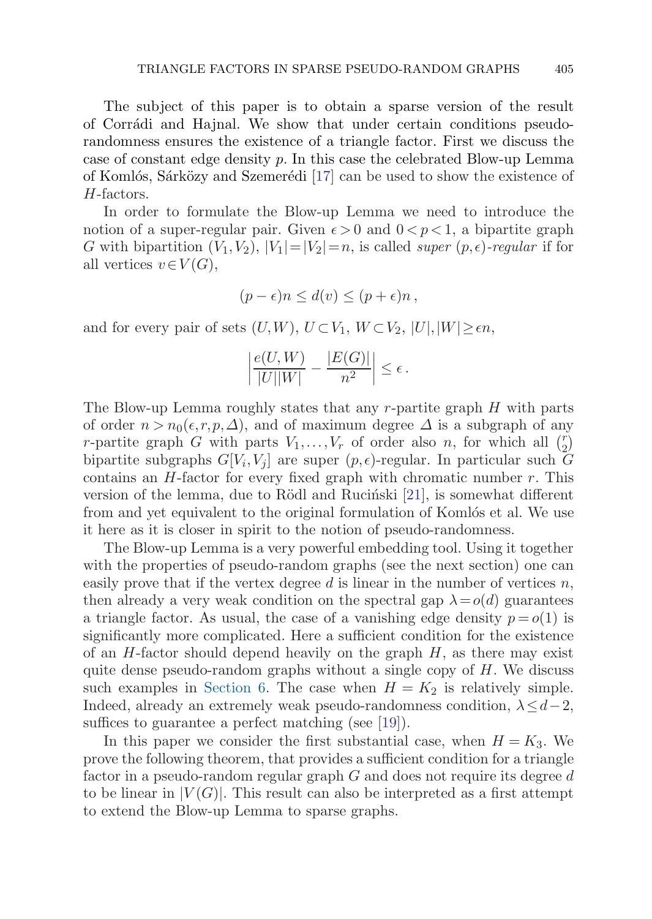The subject of this paper is to obtain a sparse version of the result of Corrádi and Hajnal. We show that under certain conditions pseudo-randomness ensures the existence of a triangle factor. First we discuss the case of constant edge density $p$. In this case the celebrated Blow-up Lemma of Komlós, Sárközy and Szemerédi [17] can be used to show the existence of $H$-factors.

In order to formulate the Blow-up Lemma we need to introduce the notion of a super-regular pair. Given $\epsilon > 0$ and $0 < p < 1$, a bipartite graph $G$ with bipartition $(V_1, V_2)$, $|V_1| = |V_2| = n$, is called *super* $(p, \epsilon)$*-regular* if for all vertices $v \in V(G)$,

$$(p - \epsilon)n \leq d(v) \leq (p + \epsilon)n\,,$$

and for every pair of sets $(U, W)$, $U \subset V_1$, $W \subset V_2$, $|U|, |W| \geq \epsilon n$,

$$\left| \frac{e(U,W)}{|U||W|} - \frac{|E(G)|}{n^2} \right| \leq \epsilon\,.$$

The Blow-up Lemma roughly states that any $r$-partite graph $H$ with parts of order $n > n_0(\epsilon, r, p, \Delta)$, and of maximum degree $\Delta$ is a subgraph of any $r$-partite graph $G$ with parts $V_1, \ldots, V_r$ of order also $n$, for which all $\binom{r}{2}$ bipartite subgraphs $G[V_i, V_j]$ are super $(p, \epsilon)$-regular. In particular such $G$ contains an $H$-factor for every fixed graph with chromatic number $r$. This version of the lemma, due to Rödl and Ruciński [21], is somewhat different from and yet equivalent to the original formulation of Komlós et al. We use it here as it is closer in spirit to the notion of pseudo-randomness.

The Blow-up Lemma is a very powerful embedding tool. Using it together with the properties of pseudo-random graphs (see the next section) one can easily prove that if the vertex degree $d$ is linear in the number of vertices $n$, then already a very weak condition on the spectral gap $\lambda = o(d)$ guarantees a triangle factor. As usual, the case of a vanishing edge density $p = o(1)$ is significantly more complicated. Here a sufficient condition for the existence of an $H$-factor should depend heavily on the graph $H$, as there may exist quite dense pseudo-random graphs without a single copy of $H$. We discuss such examples in Section 6. The case when $H = K_2$ is relatively simple. Indeed, already an extremely weak pseudo-randomness condition, $\lambda \leq d - 2$, suffices to guarantee a perfect matching (see [19]).

In this paper we consider the first substantial case, when $H = K_3$. We prove the following theorem, that provides a sufficient condition for a triangle factor in a pseudo-random regular graph $G$ and does not require its degree $d$ to be linear in $|V(G)|$. This result can also be interpreted as a first attempt to extend the Blow-up Lemma to sparse graphs.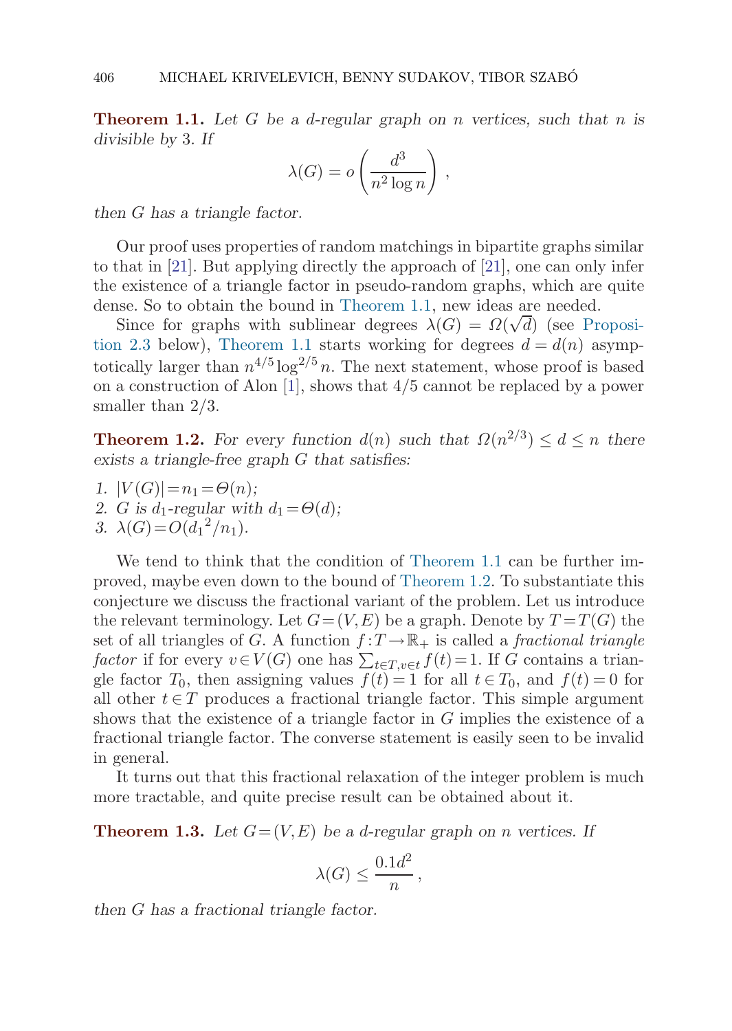**Theorem 1.1.** *Let $G$ be a $d$-regular graph on $n$ vertices, such that $n$ is divisible by 3. If*

$$\lambda(G) = o\left(\frac{d^3}{n^2 \log n}\right) ,$$

*then $G$ has a triangle factor.*

Our proof uses properties of random matchings in bipartite graphs similar to that in [21]. But applying directly the approach of [21], one can only infer the existence of a triangle factor in pseudo-random graphs, which are quite dense. So to obtain the bound in Theorem 1.1, new ideas are needed.

Since for graphs with sublinear degrees $\lambda(G) = \Omega(\sqrt{d})$ (see Proposition 2.3 below), Theorem 1.1 starts working for degrees $d = d(n)$ asymptotically larger than $n^{4/5} \log^{2/5} n$. The next statement, whose proof is based on a construction of Alon [1], shows that $4/5$ cannot be replaced by a power smaller than $2/3$.

**Theorem 1.2.** *For every function $d(n)$ such that $\Omega(n^{2/3}) \leq d \leq n$ there exists a triangle-free graph $G$ that satisfies:*

1. $|V(G)| = n_1 = \Theta(n)$;
2. *$G$ is $d_1$-regular with $d_1 = \Theta(d)$;*
3. $\lambda(G) = O({d_1}^2/n_1)$.

We tend to think that the condition of Theorem 1.1 can be further improved, maybe even down to the bound of Theorem 1.2. To substantiate this conjecture we discuss the fractional variant of the problem. Let us introduce the relevant terminology. Let $G = (V, E)$ be a graph. Denote by $T = T(G)$ the set of all triangles of $G$. A function $f : T \to \mathbb{R}_+$ is called a *fractional triangle factor* if for every $v \in V(G)$ one has $\sum_{t \in T, v \in t} f(t) = 1$. If $G$ contains a triangle factor $T_0$, then assigning values $f(t) = 1$ for all $t \in T_0$, and $f(t) = 0$ for all other $t \in T$ produces a fractional triangle factor. This simple argument shows that the existence of a triangle factor in $G$ implies the existence of a fractional triangle factor. The converse statement is easily seen to be invalid in general.

It turns out that this fractional relaxation of the integer problem is much more tractable, and quite precise result can be obtained about it.

**Theorem 1.3.** *Let $G = (V, E)$ be a $d$-regular graph on $n$ vertices. If*

$$\lambda(G) \leq \frac{0.1d^2}{n} ,$$

*then $G$ has a fractional triangle factor.*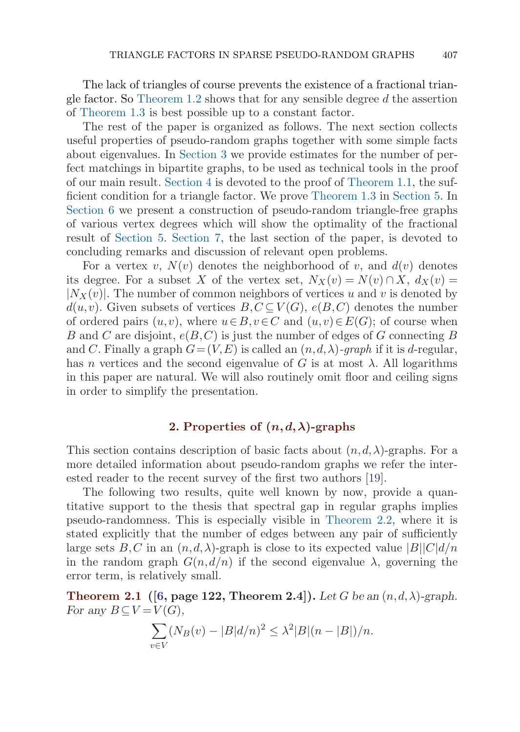The lack of triangles of course prevents the existence of a fractional triangle factor. So Theorem 1.2 shows that for any sensible degree $d$ the assertion of Theorem 1.3 is best possible up to a constant factor.

The rest of the paper is organized as follows. The next section collects useful properties of pseudo-random graphs together with some simple facts about eigenvalues. In Section 3 we provide estimates for the number of perfect matchings in bipartite graphs, to be used as technical tools in the proof of our main result. Section 4 is devoted to the proof of Theorem 1.1, the sufficient condition for a triangle factor. We prove Theorem 1.3 in Section 5. In Section 6 we present a construction of pseudo-random triangle-free graphs of various vertex degrees which will show the optimality of the fractional result of Section 5. Section 7, the last section of the paper, is devoted to concluding remarks and discussion of relevant open problems.

For a vertex $v$, $N(v)$ denotes the neighborhood of $v$, and $d(v)$ denotes its degree. For a subset $X$ of the vertex set, $N_X(v) = N(v) \cap X$, $d_X(v) = |N_X(v)|$. The number of common neighbors of vertices $u$ and $v$ is denoted by $d(u,v)$. Given subsets of vertices $B, C \subseteq V(G)$, $e(B,C)$ denotes the number of ordered pairs $(u,v)$, where $u \in B, v \in C$ and $(u,v) \in E(G)$; of course when $B$ and $C$ are disjoint, $e(B,C)$ is just the number of edges of $G$ connecting $B$ and $C$. Finally a graph $G = (V,E)$ is called an *$(n,d,\lambda)$-graph* if it is $d$-regular, has $n$ vertices and the second eigenvalue of $G$ is at most $\lambda$. All logarithms in this paper are natural. We will also routinely omit floor and ceiling signs in order to simplify the presentation.

## 2. Properties of $(n,d,\lambda)$-graphs

This section contains description of basic facts about $(n,d,\lambda)$-graphs. For a more detailed information about pseudo-random graphs we refer the interested reader to the recent survey of the first two authors [19].

The following two results, quite well known by now, provide a quantitative support to the thesis that spectral gap in regular graphs implies pseudo-randomness. This is especially visible in Theorem 2.2, where it is stated explicitly that the number of edges between any pair of sufficiently large sets $B, C$ in an $(n,d,\lambda)$-graph is close to its expected value $|B||C|d/n$ in the random graph $G(n,d/n)$ if the second eigenvalue $\lambda$, governing the error term, is relatively small.

**Theorem 2.1** **([6, page 122, Theorem 2.4]).** *Let $G$ be an $(n,d,\lambda)$-graph. For any $B \subseteq V = V(G)$,*

$$\sum_{v \in V} (N_B(v) - |B|d/n)^2 \leq \lambda^2 |B|(n - |B|)/n.$$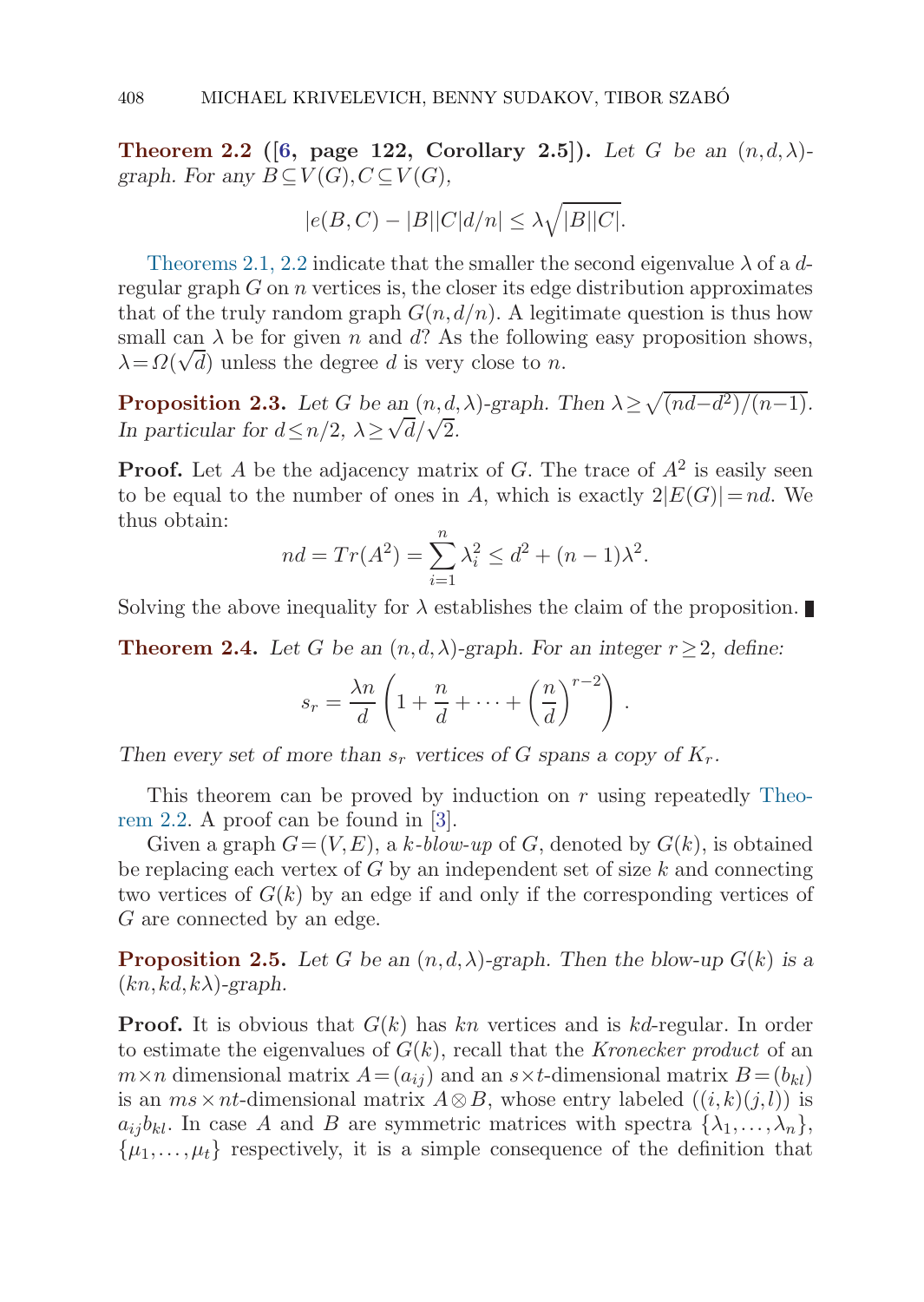**Theorem 2.2** (**[6, page 122, Corollary 2.5]**). *Let $G$ be an $(n,d,\lambda)$-graph. For any $B \subseteq V(G), C \subseteq V(G)$,*

$$|e(B,C) - |B||C|d/n| \leq \lambda \sqrt{|B||C|}.$$

Theorems 2.1, 2.2 indicate that the smaller the second eigenvalue $\lambda$ of a $d$-regular graph $G$ on $n$ vertices is, the closer its edge distribution approximates that of the truly random graph $G(n,d/n)$. A legitimate question is thus how small can $\lambda$ be for given $n$ and $d$? As the following easy proposition shows, $\lambda = \Omega(\sqrt{d})$ unless the degree $d$ is very close to $n$.

**Proposition 2.3.** *Let $G$ be an $(n,d,\lambda)$-graph. Then $\lambda \geq \sqrt{(nd-d^2)/(n-1)}$. In particular for $d \leq n/2$, $\lambda \geq \sqrt{d}/\sqrt{2}$.*

**Proof.** Let $A$ be the adjacency matrix of $G$. The trace of $A^2$ is easily seen to be equal to the number of ones in $A$, which is exactly $2|E(G)| = nd$. We thus obtain:

$$nd = Tr(A^2) = \sum_{i=1}^{n} \lambda_i^2 \leq d^2 + (n-1)\lambda^2.$$

Solving the above inequality for $\lambda$ establishes the claim of the proposition. ∎

**Theorem 2.4.** *Let $G$ be an $(n,d,\lambda)$-graph. For an integer $r \geq 2$, define:*

$$s_r = \frac{\lambda n}{d}\left(1 + \frac{n}{d} + \cdots + \left(\frac{n}{d}\right)^{r-2}\right).$$

*Then every set of more than $s_r$ vertices of $G$ spans a copy of $K_r$.*

This theorem can be proved by induction on $r$ using repeatedly Theorem 2.2. A proof can be found in [3].

Given a graph $G=(V,E)$, a *$k$-blow-up* of $G$, denoted by $G(k)$, is obtained be replacing each vertex of $G$ by an independent set of size $k$ and connecting two vertices of $G(k)$ by an edge if and only if the corresponding vertices of $G$ are connected by an edge.

**Proposition 2.5.** *Let $G$ be an $(n,d,\lambda)$-graph. Then the blow-up $G(k)$ is a $(kn,kd,k\lambda)$-graph.*

**Proof.** It is obvious that $G(k)$ has $kn$ vertices and is $kd$-regular. In order to estimate the eigenvalues of $G(k)$, recall that the *Kronecker product* of an $m \times n$ dimensional matrix $A=(a_{ij})$ and an $s \times t$-dimensional matrix $B=(b_{kl})$ is an $ms \times nt$-dimensional matrix $A \otimes B$, whose entry labeled $((i,k)(j,l))$ is $a_{ij}b_{kl}$. In case $A$ and $B$ are symmetric matrices with spectra $\{\lambda_1,\dots,\lambda_n\}$, $\{\mu_1,\dots,\mu_t\}$ respectively, it is a simple consequence of the definition that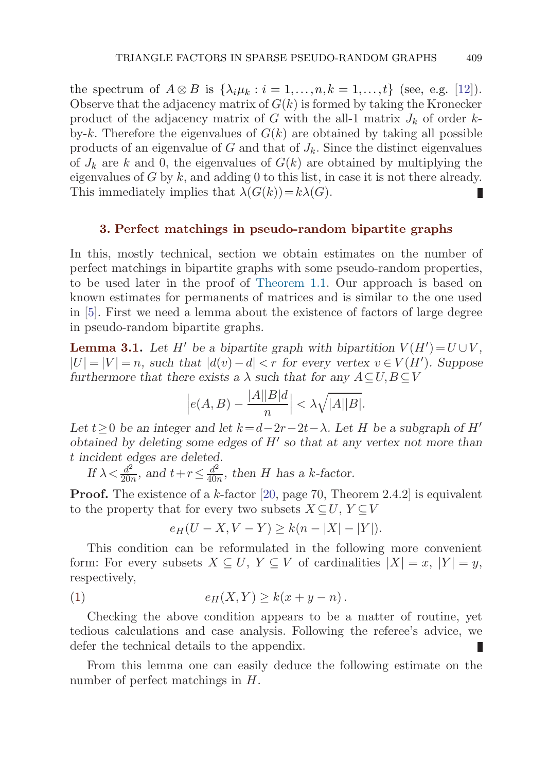the spectrum of $A \otimes B$ is $\{\lambda_i \mu_k : i = 1, \ldots, n, k = 1, \ldots, t\}$ (see, e.g. [12]). Observe that the adjacency matrix of $G(k)$ is formed by taking the Kronecker product of the adjacency matrix of $G$ with the all-1 matrix $J_k$ of order $k$-by-$k$. Therefore the eigenvalues of $G(k)$ are obtained by taking all possible products of an eigenvalue of $G$ and that of $J_k$. Since the distinct eigenvalues of $J_k$ are $k$ and 0, the eigenvalues of $G(k)$ are obtained by multiplying the eigenvalues of $G$ by $k$, and adding 0 to this list, in case it is not there already. This immediately implies that $\lambda(G(k)) = k\lambda(G)$. ∎

## 3. Perfect matchings in pseudo-random bipartite graphs

In this, mostly technical, section we obtain estimates on the number of perfect matchings in bipartite graphs with some pseudo-random properties, to be used later in the proof of Theorem 1.1. Our approach is based on known estimates for permanents of matrices and is similar to the one used in [5]. First we need a lemma about the existence of factors of large degree in pseudo-random bipartite graphs.

**Lemma 3.1.** *Let $H'$ be a bipartite graph with bipartition $V(H') = U \cup V$, $|U| = |V| = n$, such that $|d(v) - d| < r$ for every vertex $v \in V(H')$. Suppose furthermore that there exists a $\lambda$ such that for any $A \subseteq U, B \subseteq V$*

$$\left| e(A,B) - \frac{|A||B|d}{n} \right| < \lambda \sqrt{|A||B|}.$$

*Let $t \geq 0$ be an integer and let $k = d - 2r - 2t - \lambda$. Let $H$ be a subgraph of $H'$ obtained by deleting some edges of $H'$ so that at any vertex not more than $t$ incident edges are deleted.*

*If $\lambda < \frac{d^2}{20n}$, and $t + r \leq \frac{d^2}{40n}$, then $H$ has a $k$-factor.*

**Proof.** The existence of a $k$-factor [20, page 70, Theorem 2.4.2] is equivalent to the property that for every two subsets $X \subseteq U$, $Y \subseteq V$

$$e_H(U - X, V - Y) \geq k(n - |X| - |Y|).$$

This condition can be reformulated in the following more convenient form: For every subsets $X \subseteq U$, $Y \subseteq V$ of cardinalities $|X| = x$, $|Y| = y$, respectively,

$$e_H(X,Y) \geq k(x + y - n)\,. \tag{1}$$

Checking the above condition appears to be a matter of routine, yet tedious calculations and case analysis. Following the referee's advice, we defer the technical details to the appendix. ∎

From this lemma one can easily deduce the following estimate on the number of perfect matchings in $H$.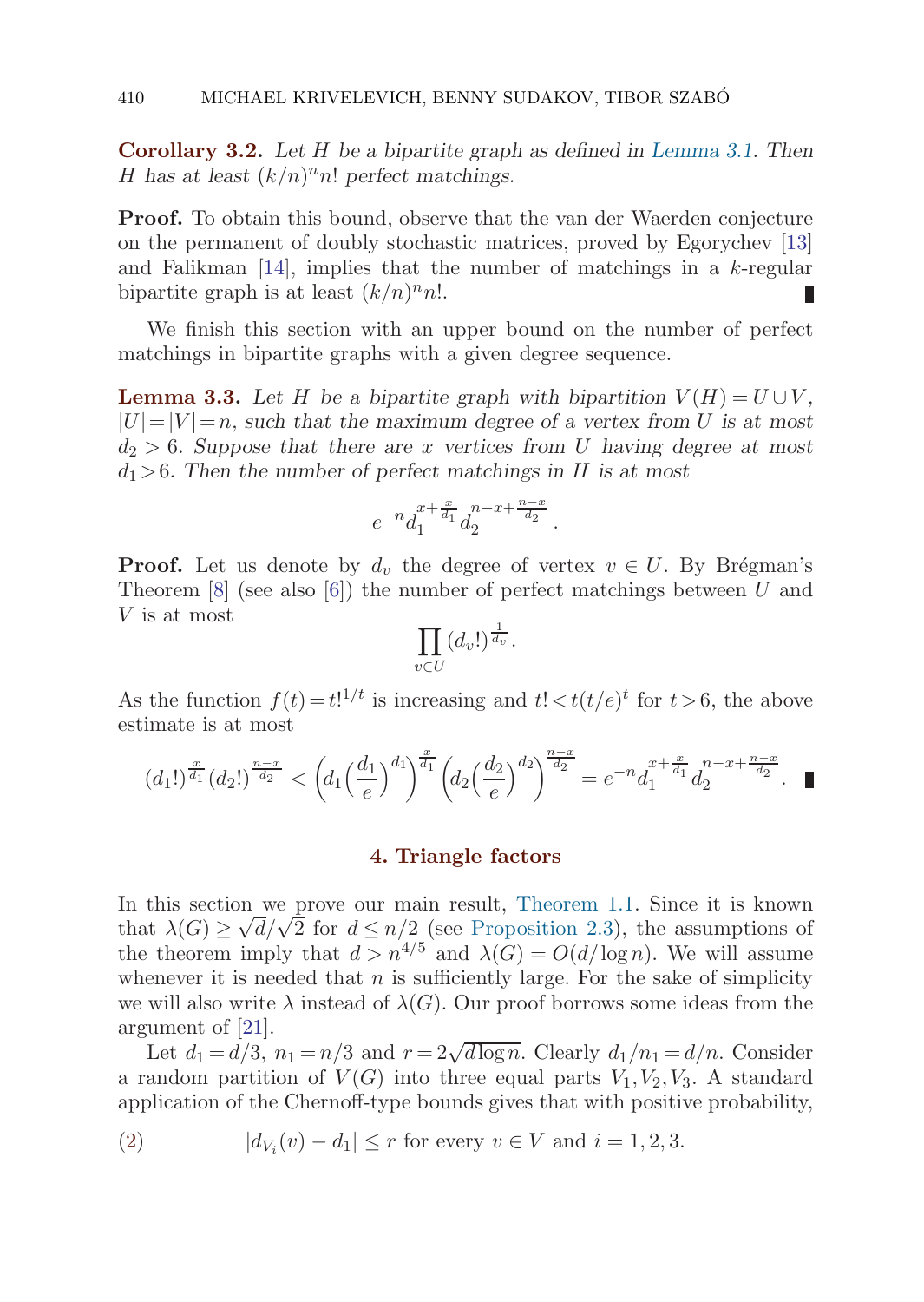**Corollary 3.2.** *Let $H$ be a bipartite graph as defined in Lemma 3.1. Then $H$ has at least $(k/n)^n n!$ perfect matchings.*

**Proof.** To obtain this bound, observe that the van der Waerden conjecture on the permanent of doubly stochastic matrices, proved by Egorychev [13] and Falikman [14], implies that the number of matchings in a $k$-regular bipartite graph is at least $(k/n)^n n!$. ∎

We finish this section with an upper bound on the number of perfect matchings in bipartite graphs with a given degree sequence.

**Lemma 3.3.** *Let $H$ be a bipartite graph with bipartition $V(H) = U \cup V$, $|U| = |V| = n$, such that the maximum degree of a vertex from $U$ is at most $d_2 > 6$. Suppose that there are $x$ vertices from $U$ having degree at most $d_1 > 6$. Then the number of perfect matchings in $H$ is at most*

$$e^{-n} d_1^{x + \frac{x}{d_1}} d_2^{n - x + \frac{n-x}{d_2}}.$$

**Proof.** Let us denote by $d_v$ the degree of vertex $v \in U$. By Brégman's Theorem [8] (see also [6]) the number of perfect matchings between $U$ and $V$ is at most

$$\prod_{v \in U} (d_v!)^{\frac{1}{d_v}}.$$

As the function $f(t) = t!^{1/t}$ is increasing and $t! < t(t/e)^t$ for $t > 6$, the above estimate is at most

$$(d_1!)^{\frac{x}{d_1}} (d_2!)^{\frac{n-x}{d_2}} < \left(d_1 \left(\frac{d_1}{e}\right)^{d_1}\right)^{\frac{x}{d_1}} \left(d_2 \left(\frac{d_2}{e}\right)^{d_2}\right)^{\frac{n-x}{d_2}} = e^{-n} d_1^{x + \frac{x}{d_1}} d_2^{n - x + \frac{n-x}{d_2}}. \quad ∎$$

## 4. Triangle factors

In this section we prove our main result, Theorem 1.1. Since it is known that $\lambda(G) \geq \sqrt{d}/\sqrt{2}$ for $d \leq n/2$ (see Proposition 2.3), the assumptions of the theorem imply that $d > n^{4/5}$ and $\lambda(G) = O(d/\log n)$. We will assume whenever it is needed that $n$ is sufficiently large. For the sake of simplicity we will also write $\lambda$ instead of $\lambda(G)$. Our proof borrows some ideas from the argument of [21].

Let $d_1 = d/3$, $n_1 = n/3$ and $r = 2\sqrt{d \log n}$. Clearly $d_1/n_1 = d/n$. Consider a random partition of $V(G)$ into three equal parts $V_1, V_2, V_3$. A standard application of the Chernoff-type bounds gives that with positive probability,

$$|d_{V_i}(v) - d_1| \leq r \text{ for every } v \in V \text{ and } i = 1, 2, 3. \tag{2}$$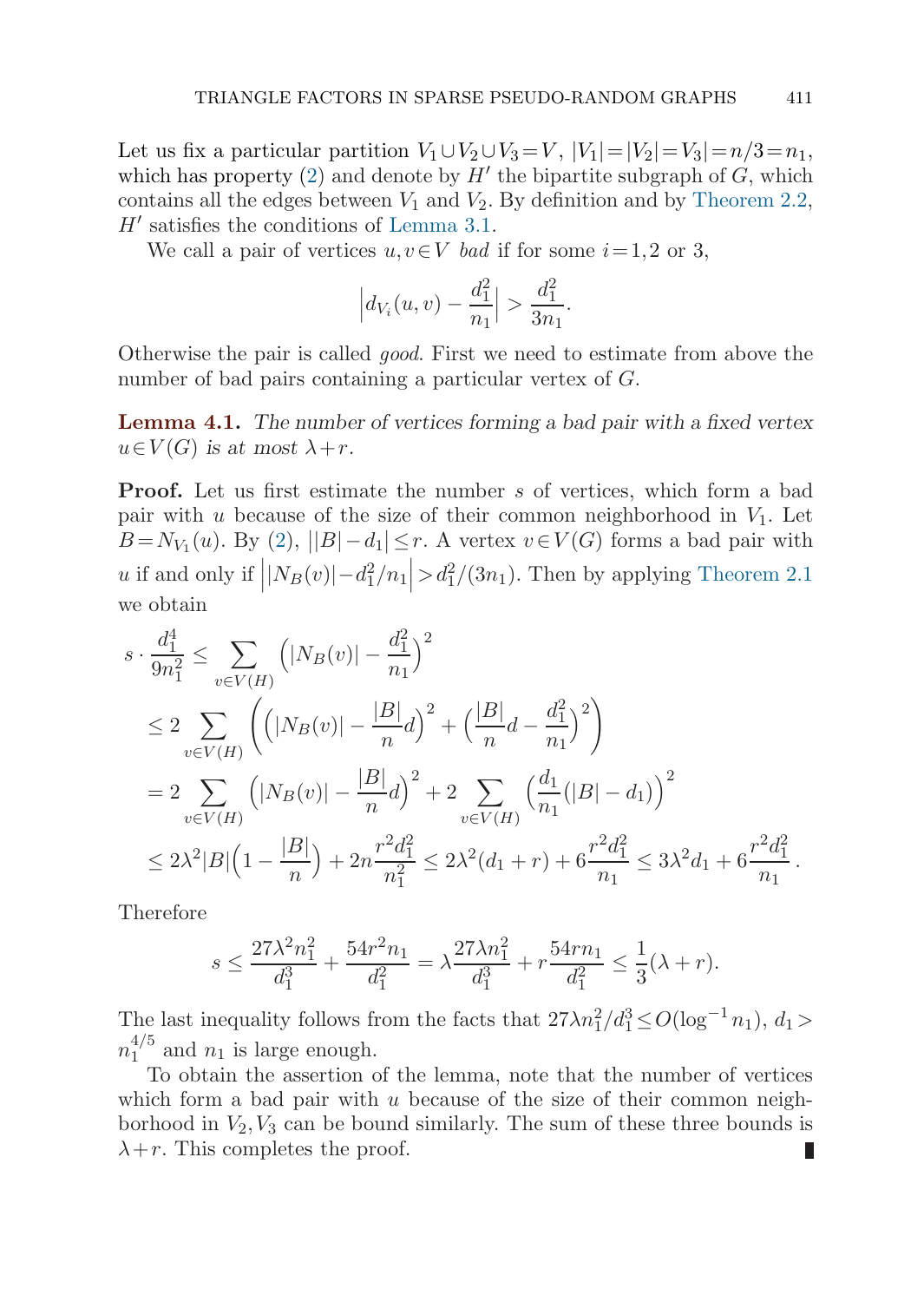Let us fix a particular partition $V_1 \cup V_2 \cup V_3 = V$, $|V_1| = |V_2| = V_3| = n/3 = n_1$, which has property (2) and denote by $H'$ the bipartite subgraph of $G$, which contains all the edges between $V_1$ and $V_2$. By definition and by Theorem 2.2, $H'$ satisfies the conditions of Lemma 3.1.

We call a pair of vertices $u, v \in V$ *bad* if for some $i = 1, 2$ or 3,

$$\left| d_{V_i}(u,v) - \frac{d_1^2}{n_1} \right| > \frac{d_1^2}{3n_1}.$$

Otherwise the pair is called *good*. First we need to estimate from above the number of bad pairs containing a particular vertex of $G$.

**Lemma 4.1.** *The number of vertices forming a bad pair with a fixed vertex $u \in V(G)$ is at most $\lambda + r$.*

**Proof.** Let us first estimate the number $s$ of vertices, which form a bad pair with $u$ because of the size of their common neighborhood in $V_1$. Let $B = N_{V_1}(u)$. By (2), $\big||B| - d_1\big| \le r$. A vertex $v \in V(G)$ forms a bad pair with $u$ if and only if $\left||N_B(v)| - d_1^2/n_1\right| > d_1^2/(3n_1)$. Then by applying Theorem 2.1 we obtain

$$\begin{aligned}
s \cdot \frac{d_1^4}{9n_1^2} &\le \sum_{v \in V(H)} \left( |N_B(v)| - \frac{d_1^2}{n_1} \right)^2 \\
&\le 2 \sum_{v \in V(H)} \left( \left( |N_B(v)| - \frac{|B|}{n} d \right)^2 + \left( \frac{|B|}{n} d - \frac{d_1^2}{n_1} \right)^2 \right) \\
&= 2 \sum_{v \in V(H)} \left( |N_B(v)| - \frac{|B|}{n} d \right)^2 + 2 \sum_{v \in V(H)} \left( \frac{d_1}{n_1} (|B| - d_1) \right)^2 \\
&\le 2\lambda^2 |B| \left( 1 - \frac{|B|}{n} \right) + 2n \frac{r^2 d_1^2}{n_1^2} \le 2\lambda^2 (d_1 + r) + 6 \frac{r^2 d_1^2}{n_1} \le 3\lambda^2 d_1 + 6 \frac{r^2 d_1^2}{n_1}.
\end{aligned}$$

Therefore

$$s \le \frac{27\lambda^2 n_1^2}{d_1^3} + \frac{54 r^2 n_1}{d_1^2} = \lambda \frac{27\lambda n_1^2}{d_1^3} + r \frac{54 r n_1}{d_1^2} \le \frac{1}{3}(\lambda + r).$$

The last inequality follows from the facts that $27\lambda n_1^2/d_1^3 \le O(\log^{-1} n_1)$, $d_1 > n_1^{4/5}$ and $n_1$ is large enough.

To obtain the assertion of the lemma, note that the number of vertices which form a bad pair with $u$ because of the size of their common neighborhood in $V_2, V_3$ can be bound similarly. The sum of these three bounds is $\lambda + r$. This completes the proof. ∎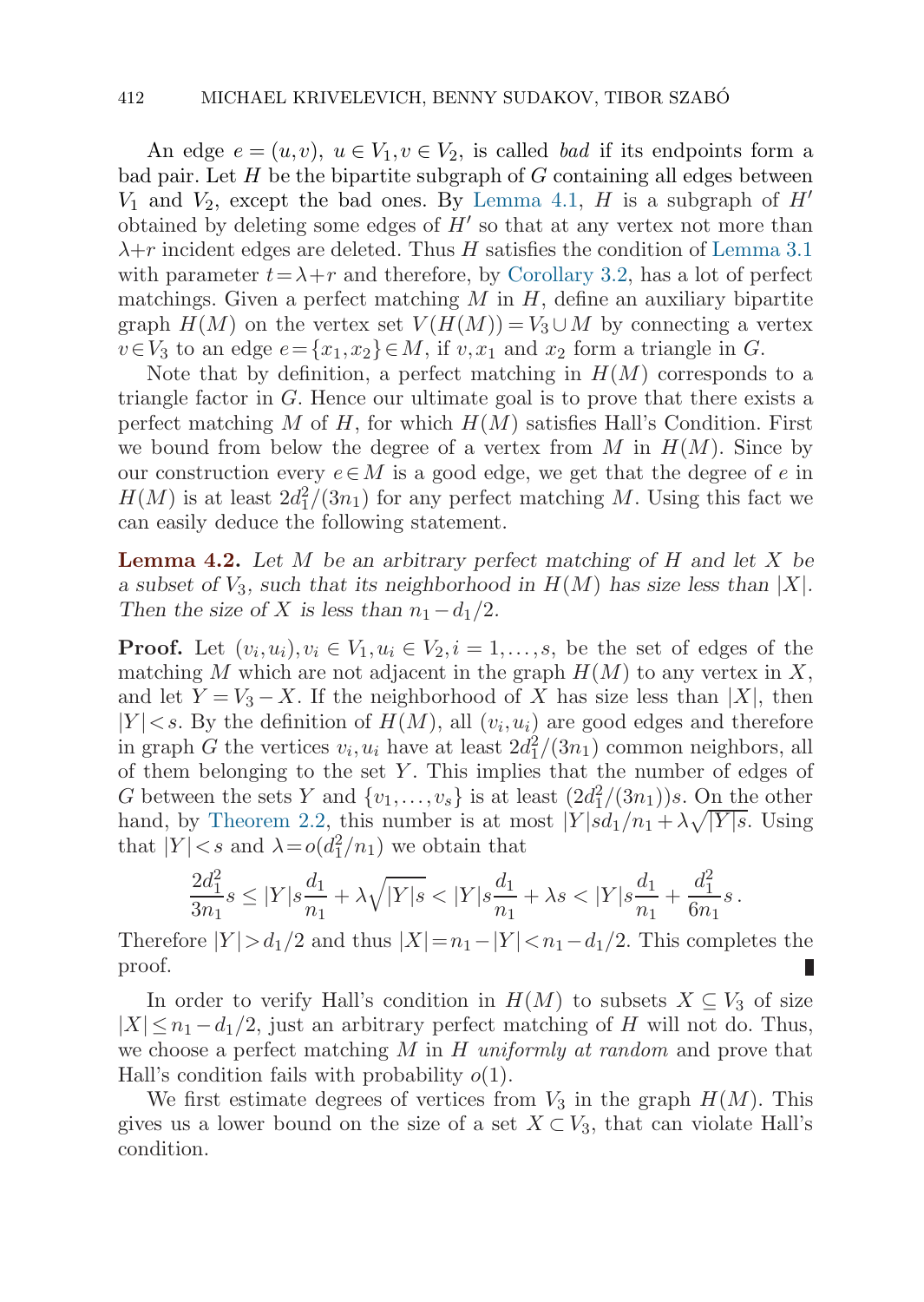An edge $e=(u,v)$, $u \in V_1, v \in V_2$, is called *bad* if its endpoints form a bad pair. Let $H$ be the bipartite subgraph of $G$ containing all edges between $V_1$ and $V_2$, except the bad ones. By Lemma 4.1, $H$ is a subgraph of $H'$ obtained by deleting some edges of $H'$ so that at any vertex not more than $\lambda + r$ incident edges are deleted. Thus $H$ satisfies the condition of Lemma 3.1 with parameter $t = \lambda + r$ and therefore, by Corollary 3.2, has a lot of perfect matchings. Given a perfect matching $M$ in $H$, define an auxiliary bipartite graph $H(M)$ on the vertex set $V(H(M)) = V_3 \cup M$ by connecting a vertex $v \in V_3$ to an edge $e = \{x_1, x_2\} \in M$, if $v, x_1$ and $x_2$ form a triangle in $G$.

Note that by definition, a perfect matching in $H(M)$ corresponds to a triangle factor in $G$. Hence our ultimate goal is to prove that there exists a perfect matching $M$ of $H$, for which $H(M)$ satisfies Hall's Condition. First we bound from below the degree of a vertex from $M$ in $H(M)$. Since by our construction every $e \in M$ is a good edge, we get that the degree of $e$ in $H(M)$ is at least $2d_1^2/(3n_1)$ for any perfect matching $M$. Using this fact we can easily deduce the following statement.

**Lemma 4.2.** *Let $M$ be an arbitrary perfect matching of $H$ and let $X$ be a subset of $V_3$, such that its neighborhood in $H(M)$ has size less than $|X|$. Then the size of $X$ is less than $n_1 - d_1/2$.*

**Proof.** Let $(v_i, u_i), v_i \in V_1, u_i \in V_2, i = 1, \ldots, s$, be the set of edges of the matching $M$ which are not adjacent in the graph $H(M)$ to any vertex in $X$, and let $Y = V_3 - X$. If the neighborhood of $X$ has size less than $|X|$, then $|Y| < s$. By the definition of $H(M)$, all $(v_i, u_i)$ are good edges and therefore in graph $G$ the vertices $v_i, u_i$ have at least $2d_1^2/(3n_1)$ common neighbors, all of them belonging to the set $Y$. This implies that the number of edges of $G$ between the sets $Y$ and $\{v_1, \ldots, v_s\}$ is at least $(2d_1^2/(3n_1))s$. On the other hand, by Theorem 2.2, this number is at most $|Y|sd_1/n_1 + \lambda\sqrt{|Y|s}$. Using that $|Y| < s$ and $\lambda = o(d_1^2/n_1)$ we obtain that

$$\frac{2d_1^2}{3n_1}s \le |Y|s\frac{d_1}{n_1} + \lambda\sqrt{|Y|s} < |Y|s\frac{d_1}{n_1} + \lambda s < |Y|s\frac{d_1}{n_1} + \frac{d_1^2}{6n_1}s\,.$$

Therefore $|Y| > d_1/2$ and thus $|X| = n_1 - |Y| < n_1 - d_1/2$. This completes the proof. ∎

In order to verify Hall's condition in $H(M)$ to subsets $X \subseteq V_3$ of size $|X| \le n_1 - d_1/2$, just an arbitrary perfect matching of $H$ will not do. Thus, we choose a perfect matching $M$ in $H$ *uniformly at random* and prove that Hall's condition fails with probability $o(1)$.

We first estimate degrees of vertices from $V_3$ in the graph $H(M)$. This gives us a lower bound on the size of a set $X \subset V_3$, that can violate Hall's condition.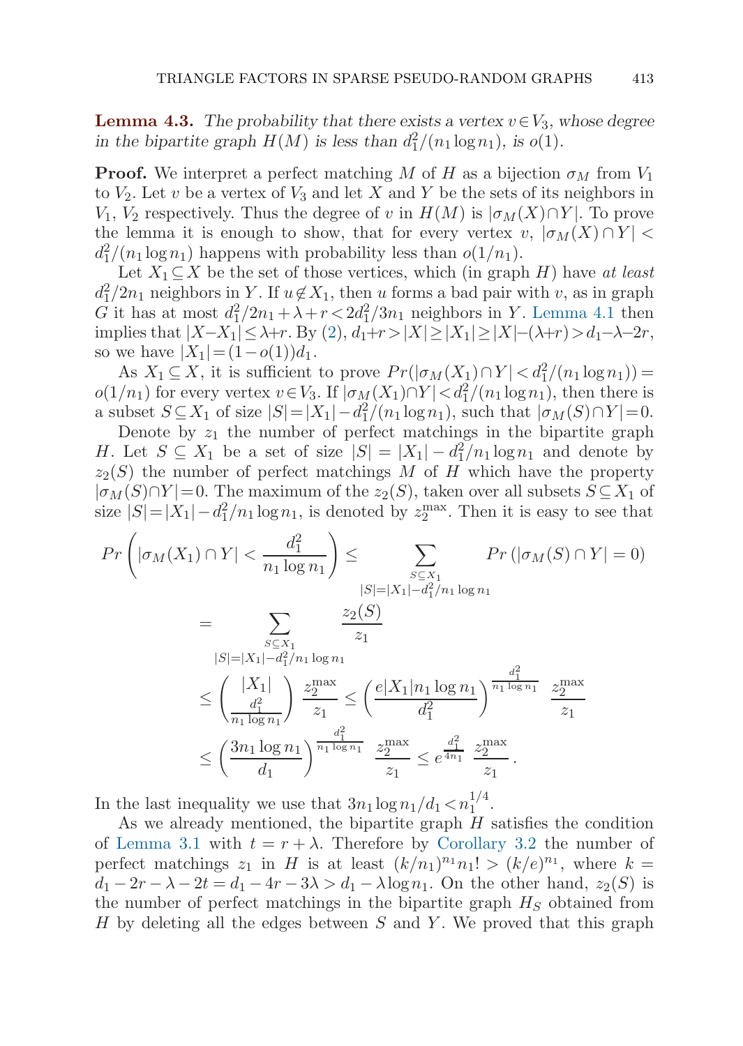**Lemma 4.3.** *The probability that there exists a vertex $v \in V_3$, whose degree in the bipartite graph $H(M)$ is less than $d_1^2/(n_1 \log n_1)$, is $o(1)$.*

**Proof.** We interpret a perfect matching $M$ of $H$ as a bijection $\sigma_M$ from $V_1$ to $V_2$. Let $v$ be a vertex of $V_3$ and let $X$ and $Y$ be the sets of its neighbors in $V_1$, $V_2$ respectively. Thus the degree of $v$ in $H(M)$ is $|\sigma_M(X) \cap Y|$. To prove the lemma it is enough to show, that for every vertex $v$, $|\sigma_M(X) \cap Y| < d_1^2/(n_1 \log n_1)$ happens with probability less than $o(1/n_1)$.

Let $X_1 \subseteq X$ be the set of those vertices, which (in graph $H$) have *at least* $d_1^2/2n_1$ neighbors in $Y$. If $u \notin X_1$, then $u$ forms a bad pair with $v$, as in graph $G$ it has at most $d_1^2/2n_1 + \lambda + r < 2d_1^2/3n_1$ neighbors in $Y$. Lemma 4.1 then implies that $|X - X_1| \le \lambda + r$. By (2), $d_1 + r > |X| \ge |X_1| \ge |X| - (\lambda + r) > d_1 - \lambda - 2r$, so we have $|X_1| = (1 - o(1))d_1$.

As $X_1 \subseteq X$, it is sufficient to prove $Pr(|\sigma_M(X_1) \cap Y| < d_1^2/(n_1 \log n_1)) = o(1/n_1)$ for every vertex $v \in V_3$. If $|\sigma_M(X_1) \cap Y| < d_1^2/(n_1 \log n_1)$, then there is a subset $S \subseteq X_1$ of size $|S| = |X_1| - d_1^2/(n_1 \log n_1)$, such that $|\sigma_M(S) \cap Y| = 0$.

Denote by $z_1$ the number of perfect matchings in the bipartite graph $H$. Let $S \subseteq X_1$ be a set of size $|S| = |X_1| - d_1^2/n_1 \log n_1$ and denote by $z_2(S)$ the number of perfect matchings $M$ of $H$ which have the property $|\sigma_M(S) \cap Y| = 0$. The maximum of the $z_2(S)$, taken over all subsets $S \subseteq X_1$ of size $|S| = |X_1| - d_1^2/n_1 \log n_1$, is denoted by $z_2^{\max}$. Then it is easy to see that

$$
\begin{aligned}
Pr\left(|\sigma_M(X_1) \cap Y| < \frac{d_1^2}{n_1 \log n_1}\right) &\le \sum_{\substack{S \subseteq X_1 \\ |S| = |X_1| - d_1^2/n_1 \log n_1}} Pr\left(|\sigma_M(S) \cap Y| = 0\right) \\
&= \sum_{\substack{S \subseteq X_1 \\ |S| = |X_1| - d_1^2/n_1 \log n_1}} \frac{z_2(S)}{z_1} \\
&\le \binom{|X_1|}{\frac{d_1^2}{n_1 \log n_1}} \frac{z_2^{\max}}{z_1} \le \left(\frac{e|X_1| n_1 \log n_1}{d_1^2}\right)^{\frac{d_1^2}{n_1 \log n_1}} \frac{z_2^{\max}}{z_1} \\
&\le \left(\frac{3n_1 \log n_1}{d_1}\right)^{\frac{d_1^2}{n_1 \log n_1}} \frac{z_2^{\max}}{z_1} \le e^{\frac{d_1^2}{4n_1}} \frac{z_2^{\max}}{z_1}.
\end{aligned}
$$

In the last inequality we use that $3n_1 \log n_1 / d_1 < n_1^{1/4}$.

As we already mentioned, the bipartite graph $H$ satisfies the condition of Lemma 3.1 with $t = r + \lambda$. Therefore by Corollary 3.2 the number of perfect matchings $z_1$ in $H$ is at least $(k/n_1)^{n_1} n_1! > (k/e)^{n_1}$, where $k = d_1 - 2r - \lambda - 2t = d_1 - 4r - 3\lambda > d_1 - \lambda \log n_1$. On the other hand, $z_2(S)$ is the number of perfect matchings in the bipartite graph $H_S$ obtained from $H$ by deleting all the edges between $S$ and $Y$. We proved that this graph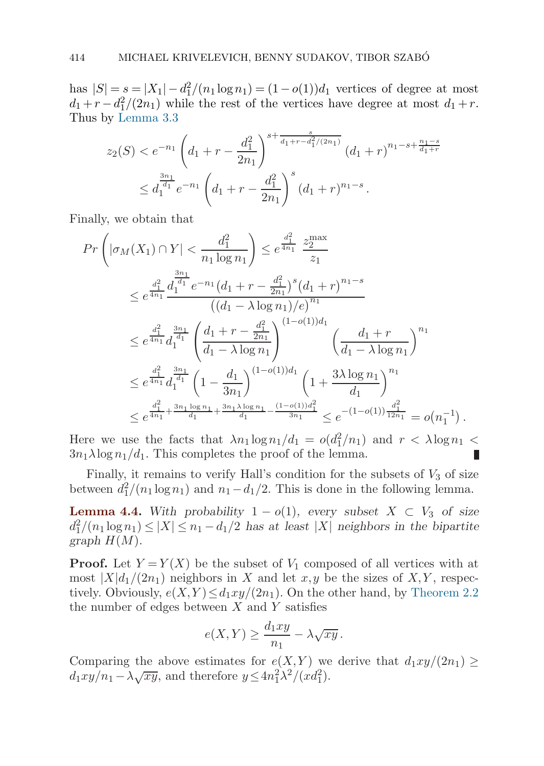has $|S| = s = |X_1| - d_1^2/(n_1 \log n_1) = (1-o(1))d_1$ vertices of degree at most $d_1 + r - d_1^2/(2n_1)$ while the rest of the vertices have degree at most $d_1 + r$. Thus by Lemma 3.3

$$
\begin{aligned}
z_2(S) &< e^{-n_1}\left(d_1 + r - \frac{d_1^2}{2n_1}\right)^{s + \frac{s}{d_1 + r - d_1^2/(2n_1)}} (d_1 + r)^{n_1 - s + \frac{n_1 - s}{d_1 + r}} \\
&\leq d_1^{\frac{3n_1}{d_1}} e^{-n_1}\left(d_1 + r - \frac{d_1^2}{2n_1}\right)^{s} (d_1 + r)^{n_1 - s}.
\end{aligned}
$$

Finally, we obtain that

$$
\begin{aligned}
Pr\left(|\sigma_M(X_1) \cap Y| < \frac{d_1^2}{n_1 \log n_1}\right) &\leq e^{\frac{d_1^2}{4n_1}} \frac{z_2^{\max}}{z_1} \\
&\leq e^{\frac{d_1^2}{4n_1}} \frac{d_1^{\frac{3n_1}{d_1}} e^{-n_1}\left(d_1 + r - \frac{d_1^2}{2n_1}\right)^{s}(d_1 + r)^{n_1 - s}}{\left((d_1 - \lambda \log n_1)/e\right)^{n_1}} \\
&\leq e^{\frac{d_1^2}{4n_1}} d_1^{\frac{3n_1}{d_1}} \left(\frac{d_1 + r - \frac{d_1^2}{2n_1}}{d_1 - \lambda \log n_1}\right)^{(1-o(1))d_1} \left(\frac{d_1 + r}{d_1 - \lambda \log n_1}\right)^{n_1} \\
&\leq e^{\frac{d_1^2}{4n_1}} d_1^{\frac{3n_1}{d_1}} \left(1 - \frac{d_1}{3n_1}\right)^{(1-o(1))d_1} \left(1 + \frac{3\lambda \log n_1}{d_1}\right)^{n_1} \\
&\leq e^{\frac{d_1^2}{4n_1} + \frac{3n_1 \log n_1}{d_1} + \frac{3n_1 \lambda \log n_1}{d_1} - \frac{(1-o(1))d_1^2}{3n_1}} \leq e^{-(1-o(1))\frac{d_1^2}{12n_1}} = o\left(n_1^{-1}\right).
\end{aligned}
$$

Here we use the facts that $\lambda n_1 \log n_1/d_1 = o(d_1^2/n_1)$ and $r < \lambda \log n_1 < 3n_1 \lambda \log n_1/d_1$. This completes the proof of the lemma. ∎

Finally, it remains to verify Hall's condition for the subsets of $V_3$ of size between $d_1^2/(n_1 \log n_1)$ and $n_1 - d_1/2$. This is done in the following lemma.

**Lemma 4.4.** *With probability $1 - o(1)$, every subset $X \subset V_3$ of size $d_1^2/(n_1 \log n_1) \leq |X| \leq n_1 - d_1/2$ has at least $|X|$ neighbors in the bipartite graph $H(M)$.*

**Proof.** Let $Y = Y(X)$ be the subset of $V_1$ composed of all vertices with at most $|X|d_1/(2n_1)$ neighbors in $X$ and let $x, y$ be the sizes of $X, Y$, respectively. Obviously, $e(X,Y) \leq d_1 xy/(2n_1)$. On the other hand, by Theorem 2.2 the number of edges between $X$ and $Y$ satisfies

$$
e(X,Y) \geq \frac{d_1 xy}{n_1} - \lambda\sqrt{xy}\,.
$$

Comparing the above estimates for $e(X,Y)$ we derive that $d_1 xy/(2n_1) \geq d_1 xy/n_1 - \lambda\sqrt{xy}$, and therefore $y \leq 4n_1^2\lambda^2/(xd_1^2)$.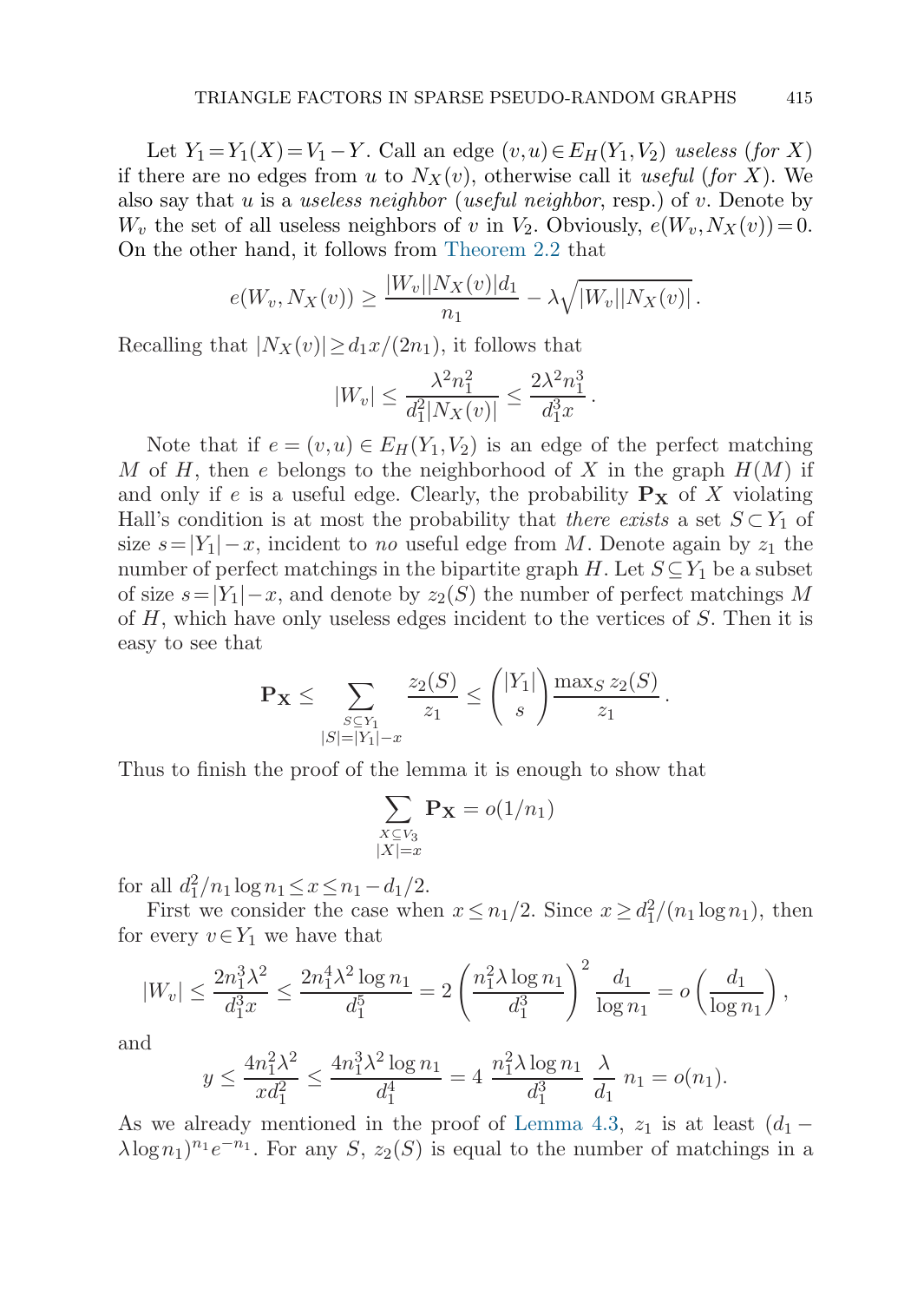Let $Y_1 = Y_1(X) = V_1 - Y$. Call an edge $(v,u) \in E_H(Y_1, V_2)$ *useless* (*for* $X$) if there are no edges from $u$ to $N_X(v)$, otherwise call it *useful* (*for* $X$). We also say that $u$ is a *useless neighbor* (*useful neighbor*, resp.) of $v$. Denote by $W_v$ the set of all useless neighbors of $v$ in $V_2$. Obviously, $e(W_v, N_X(v)) = 0$. On the other hand, it follows from Theorem 2.2 that

$$e(W_v, N_X(v)) \geq \frac{|W_v||N_X(v)|d_1}{n_1} - \lambda\sqrt{|W_v||N_X(v)|}.$$

Recalling that $|N_X(v)| \geq d_1 x/(2n_1)$, it follows that

$$|W_v| \leq \frac{\lambda^2 n_1^2}{d_1^2 |N_X(v)|} \leq \frac{2\lambda^2 n_1^3}{d_1^3 x}.$$

Note that if $e = (v,u) \in E_H(Y_1, V_2)$ is an edge of the perfect matching $M$ of $H$, then $e$ belongs to the neighborhood of $X$ in the graph $H(M)$ if and only if $e$ is a useful edge. Clearly, the probability $\mathbf{P_X}$ of $X$ violating Hall's condition is at most the probability that *there exists* a set $S \subset Y_1$ of size $s = |Y_1| - x$, incident to *no* useful edge from $M$. Denote again by $z_1$ the number of perfect matchings in the bipartite graph $H$. Let $S \subseteq Y_1$ be a subset of size $s = |Y_1| - x$, and denote by $z_2(S)$ the number of perfect matchings $M$ of $H$, which have only useless edges incident to the vertices of $S$. Then it is easy to see that

$$\mathbf{P_X} \leq \sum_{\substack{S \subseteq Y_1 \\ |S| = |Y_1| - x}} \frac{z_2(S)}{z_1} \leq \binom{|Y_1|}{s} \frac{\max_S z_2(S)}{z_1}.$$

Thus to finish the proof of the lemma it is enough to show that

$$\sum_{\substack{X \subseteq V_3 \\ |X| = x}} \mathbf{P_X} = o(1/n_1)$$

for all $d_1^2/n_1 \log n_1 \leq x \leq n_1 - d_1/2$.

First we consider the case when $x \leq n_1/2$. Since $x \geq d_1^2/(n_1 \log n_1)$, then for every $v \in Y_1$ we have that

$$|W_v| \leq \frac{2n_1^3\lambda^2}{d_1^3 x} \leq \frac{2n_1^4 \lambda^2 \log n_1}{d_1^5} = 2\left(\frac{n_1^2 \lambda \log n_1}{d_1^3}\right)^2 \frac{d_1}{\log n_1} = o\left(\frac{d_1}{\log n_1}\right),$$

and

$$y \leq \frac{4n_1^2\lambda^2}{x d_1^2} \leq \frac{4n_1^3 \lambda^2 \log n_1}{d_1^4} = 4\ \frac{n_1^2 \lambda \log n_1}{d_1^3}\ \frac{\lambda}{d_1}\ n_1 = o(n_1).$$

As we already mentioned in the proof of Lemma 4.3, $z_1$ is at least $(d_1 - \lambda \log n_1)^{n_1} e^{-n_1}$. For any $S$, $z_2(S)$ is equal to the number of matchings in a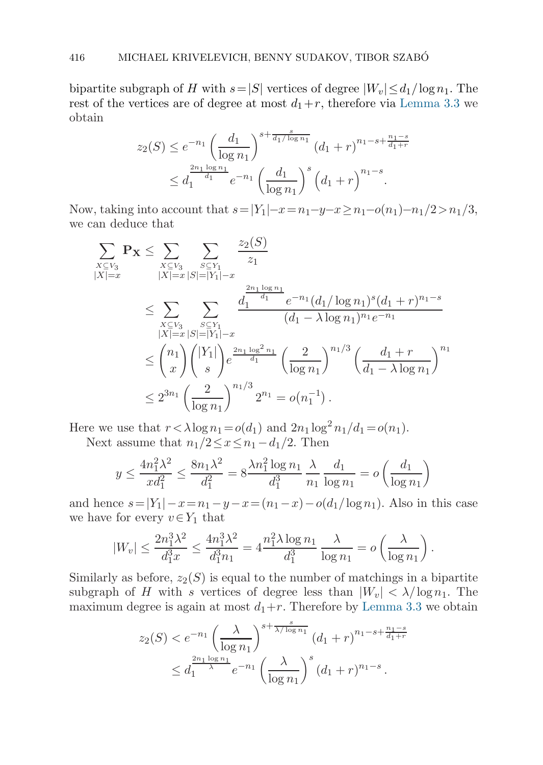bipartite subgraph of $H$ with $s=|S|$ vertices of degree $|W_v|\le d_1/\log n_1$. The rest of the vertices are of degree at most $d_1+r$, therefore via Lemma 3.3 we obtain

$$
\begin{aligned}
z_2(S) &\le e^{-n_1}\left(\frac{d_1}{\log n_1}\right)^{s+\frac{s}{d_1/\log n_1}}(d_1+r)^{n_1-s+\frac{n_1-s}{d_1+r}}\\
&\le d_1^{\frac{2n_1\log n_1}{d_1}}e^{-n_1}\left(\frac{d_1}{\log n_1}\right)^{s}\left(d_1+r\right)^{n_1-s}.
\end{aligned}
$$

Now, taking into account that $s=|Y_1|-x=n_1-y-x\ge n_1-o(n_1)-n_1/2>n_1/3$, we can deduce that

$$
\begin{aligned}
\sum_{\substack{X\subseteq V_3\\|X|=x}}\mathbf{P_X} &\le \sum_{\substack{X\subseteq V_3\\|X|=x}}\sum_{\substack{S\subseteq Y_1\\|S|=|Y_1|-x}}\frac{z_2(S)}{z_1}\\
&\le \sum_{\substack{X\subseteq V_3\\|X|=x}}\sum_{\substack{S\subseteq Y_1\\|S|=|Y_1|-x}}\frac{d_1^{\frac{2n_1\log n_1}{d_1}}e^{-n_1}(d_1/\log n_1)^s(d_1+r)^{n_1-s}}{(d_1-\lambda\log n_1)^{n_1}e^{-n_1}}\\
&\le \binom{n_1}{x}\binom{|Y_1|}{s}e^{\frac{2n_1\log^2 n_1}{d_1}}\left(\frac{2}{\log n_1}\right)^{n_1/3}\left(\frac{d_1+r}{d_1-\lambda\log n_1}\right)^{n_1}\\
&\le 2^{3n_1}\left(\frac{2}{\log n_1}\right)^{n_1/3}2^{n_1}=o(n_1^{-1})\,.
\end{aligned}
$$

Here we use that $r<\lambda\log n_1=o(d_1)$ and $2n_1\log^2 n_1/d_1=o(n_1)$.

Next assume that $n_1/2\le x\le n_1-d_1/2$. Then

$$
y\le\frac{4n_1^2\lambda^2}{xd_1^2}\le\frac{8n_1\lambda^2}{d_1^2}=8\frac{\lambda n_1^2\log n_1}{d_1^3}\,\frac{\lambda}{n_1}\,\frac{d_1}{\log n_1}=o\left(\frac{d_1}{\log n_1}\right)
$$

and hence $s=|Y_1|-x=n_1-y-x=(n_1-x)-o(d_1/\log n_1)$. Also in this case we have for every $v\in Y_1$ that

$$
|W_v|\le\frac{2n_1^3\lambda^2}{d_1^3x}\le\frac{4n_1^3\lambda^2}{d_1^3n_1}=4\frac{n_1^2\lambda\log n_1}{d_1^3}\,\frac{\lambda}{\log n_1}=o\left(\frac{\lambda}{\log n_1}\right).
$$

Similarly as before, $z_2(S)$ is equal to the number of matchings in a bipartite subgraph of $H$ with $s$ vertices of degree less than $|W_v|<\lambda/\log n_1$. The maximum degree is again at most $d_1+r$. Therefore by Lemma 3.3 we obtain

$$
\begin{aligned}
z_2(S) &< e^{-n_1}\left(\frac{\lambda}{\log n_1}\right)^{s+\frac{s}{\lambda/\log n_1}}(d_1+r)^{n_1-s+\frac{n_1-s}{d_1+r}}\\
&\le d_1^{\frac{2n_1\log n_1}{\lambda}}e^{-n_1}\left(\frac{\lambda}{\log n_1}\right)^{s}(d_1+r)^{n_1-s}\,.
\end{aligned}
$$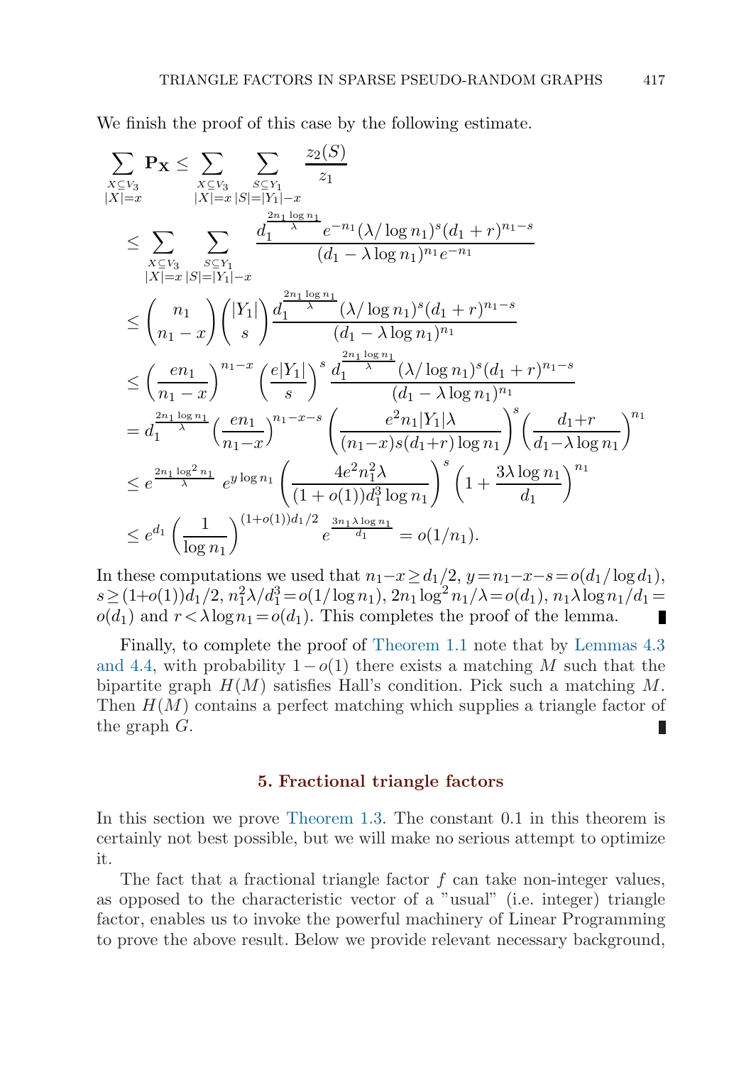We finish the proof of this case by the following estimate.

$$
\begin{aligned}
\sum_{\substack{X\subseteq V_3\\|X|=x}} \mathbf{P_X} &\le \sum_{\substack{X\subseteq V_3\\|X|=x}} \sum_{\substack{S\subseteq Y_1\\|S|=|Y_1|-x}} \frac{z_2(S)}{z_1}\\
&\le \sum_{\substack{X\subseteq V_3\\|X|=x}} \sum_{\substack{S\subseteq Y_1\\|S|=|Y_1|-x}} \frac{d_1^{\frac{2n_1\log n_1}{\lambda}} e^{-n_1}(\lambda/\log n_1)^s(d_1+r)^{n_1-s}}{(d_1-\lambda\log n_1)^{n_1}e^{-n_1}}\\
&\le \binom{n_1}{n_1-x}\binom{|Y_1|}{s}\frac{d_1^{\frac{2n_1\log n_1}{\lambda}}(\lambda/\log n_1)^s(d_1+r)^{n_1-s}}{(d_1-\lambda\log n_1)^{n_1}}\\
&\le \left(\frac{en_1}{n_1-x}\right)^{n_1-x}\left(\frac{e|Y_1|}{s}\right)^s\frac{d_1^{\frac{2n_1\log n_1}{\lambda}}(\lambda/\log n_1)^s(d_1+r)^{n_1-s}}{(d_1-\lambda\log n_1)^{n_1}}\\
&= d_1^{\frac{2n_1\log n_1}{\lambda}}\left(\frac{en_1}{n_1-x}\right)^{n_1-x-s}\left(\frac{e^2n_1|Y_1|\lambda}{(n_1-x)s(d_1+r)\log n_1}\right)^s\left(\frac{d_1+r}{d_1-\lambda\log n_1}\right)^{n_1}\\
&\le e^{\frac{2n_1\log^2 n_1}{\lambda}}\, e^{y\log n_1}\left(\frac{4e^2n_1^2\lambda}{(1+o(1))d_1^3\log n_1}\right)^s\left(1+\frac{3\lambda\log n_1}{d_1}\right)^{n_1}\\
&\le e^{d_1}\left(\frac{1}{\log n_1}\right)^{(1+o(1))d_1/2} e^{\frac{3n_1\lambda\log n_1}{d_1}} = o(1/n_1).
\end{aligned}
$$

In these computations we used that $n_1-x\ge d_1/2$, $y=n_1-x-s=o(d_1/\log d_1)$, $s\ge(1+o(1))d_1/2$, $n_1^2\lambda/d_1^3=o(1/\log n_1)$, $2n_1\log^2 n_1/\lambda=o(d_1)$, $n_1\lambda\log n_1/d_1=o(d_1)$ and $r<\lambda\log n_1=o(d_1)$. This completes the proof of the lemma. ∎

Finally, to complete the proof of Theorem 1.1 note that by Lemmas 4.3 and 4.4, with probability $1-o(1)$ there exists a matching $M$ such that the bipartite graph $H(M)$ satisfies Hall's condition. Pick such a matching $M$. Then $H(M)$ contains a perfect matching which supplies a triangle factor of the graph $G$. ∎

## 5. Fractional triangle factors

In this section we prove Theorem 1.3. The constant 0.1 in this theorem is certainly not best possible, but we will make no serious attempt to optimize it.

The fact that a fractional triangle factor $f$ can take non-integer values, as opposed to the characteristic vector of a "usual" (i.e. integer) triangle factor, enables us to invoke the powerful machinery of Linear Programming to prove the above result. Below we provide relevant necessary background,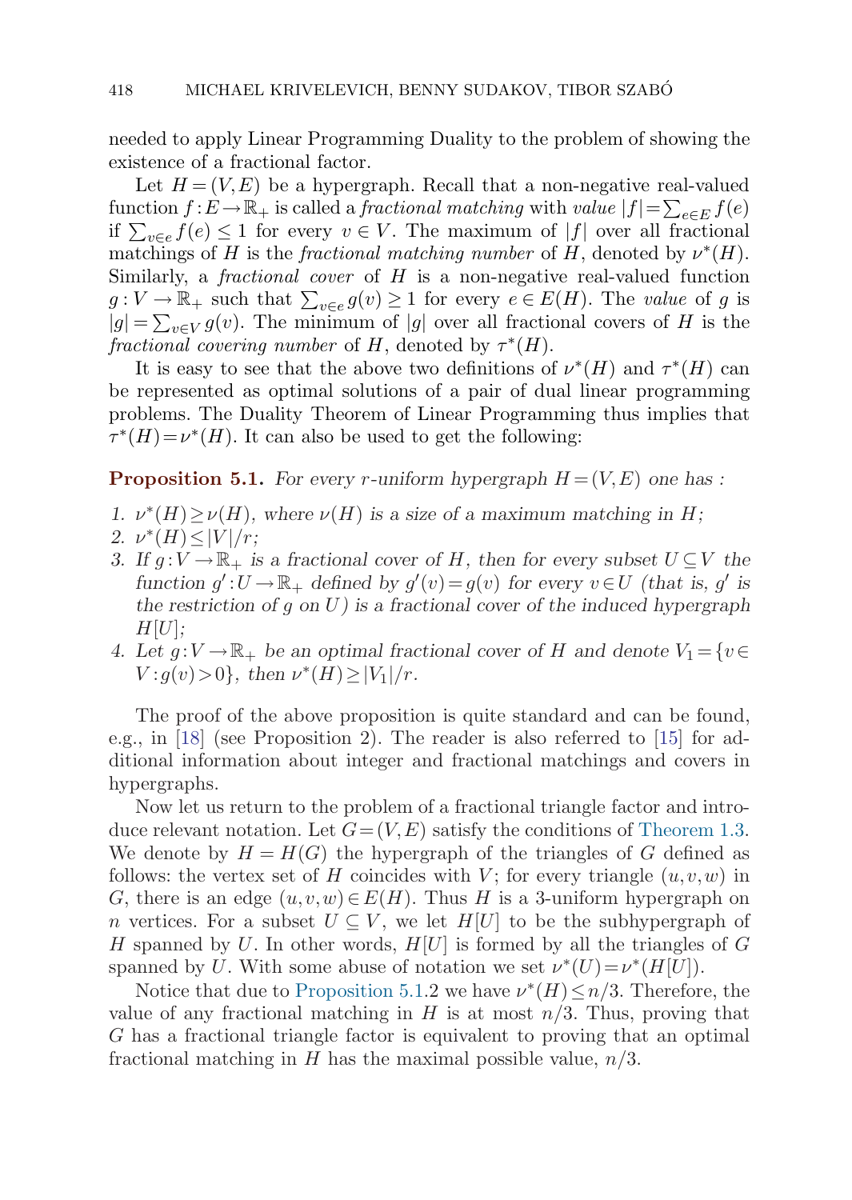needed to apply Linear Programming Duality to the problem of showing the existence of a fractional factor.

Let $H=(V,E)$ be a hypergraph. Recall that a non-negative real-valued function $f:E\to\mathbb{R}_+$ is called a *fractional matching* with *value* $|f|=\sum_{e\in E}f(e)$ if $\sum_{v\in e}f(e)\le 1$ for every $v\in V$. The maximum of $|f|$ over all fractional matchings of $H$ is the *fractional matching number* of $H$, denoted by $\nu^*(H)$. Similarly, a *fractional cover* of $H$ is a non-negative real-valued function $g:V\to\mathbb{R}_+$ such that $\sum_{v\in e}g(v)\ge 1$ for every $e\in E(H)$. The *value* of $g$ is $|g|=\sum_{v\in V}g(v)$. The minimum of $|g|$ over all fractional covers of $H$ is the *fractional covering number* of $H$, denoted by $\tau^*(H)$.

It is easy to see that the above two definitions of $\nu^*(H)$ and $\tau^*(H)$ can be represented as optimal solutions of a pair of dual linear programming problems. The Duality Theorem of Linear Programming thus implies that $\tau^*(H)=\nu^*(H)$. It can also be used to get the following:

**Proposition 5.1.** *For every $r$-uniform hypergraph $H=(V,E)$ one has :*

1. *$\nu^*(H)\ge\nu(H)$, where $\nu(H)$ is a size of a maximum matching in $H$;*
2. *$\nu^*(H)\le|V|/r$;*
3. *If $g:V\to\mathbb{R}_+$ is a fractional cover of $H$, then for every subset $U\subseteq V$ the function $g':U\to\mathbb{R}_+$ defined by $g'(v)=g(v)$ for every $v\in U$ (that is, $g'$ is the restriction of $g$ on $U$) is a fractional cover of the induced hypergraph $H[U]$;*
4. *Let $g:V\to\mathbb{R}_+$ be an optimal fractional cover of $H$ and denote $V_1=\{v\in V:g(v)>0\}$, then $\nu^*(H)\ge|V_1|/r$.*

The proof of the above proposition is quite standard and can be found, e.g., in [18] (see Proposition 2). The reader is also referred to [15] for additional information about integer and fractional matchings and covers in hypergraphs.

Now let us return to the problem of a fractional triangle factor and introduce relevant notation. Let $G=(V,E)$ satisfy the conditions of Theorem 1.3. We denote by $H=H(G)$ the hypergraph of the triangles of $G$ defined as follows: the vertex set of $H$ coincides with $V$; for every triangle $(u,v,w)$ in $G$, there is an edge $(u,v,w)\in E(H)$. Thus $H$ is a 3-uniform hypergraph on $n$ vertices. For a subset $U\subseteq V$, we let $H[U]$ to be the subhypergraph of $H$ spanned by $U$. In other words, $H[U]$ is formed by all the triangles of $G$ spanned by $U$. With some abuse of notation we set $\nu^*(U)=\nu^*(H[U])$.

Notice that due to Proposition 5.1.2 we have $\nu^*(H)\le n/3$. Therefore, the value of any fractional matching in $H$ is at most $n/3$. Thus, proving that $G$ has a fractional triangle factor is equivalent to proving that an optimal fractional matching in $H$ has the maximal possible value, $n/3$.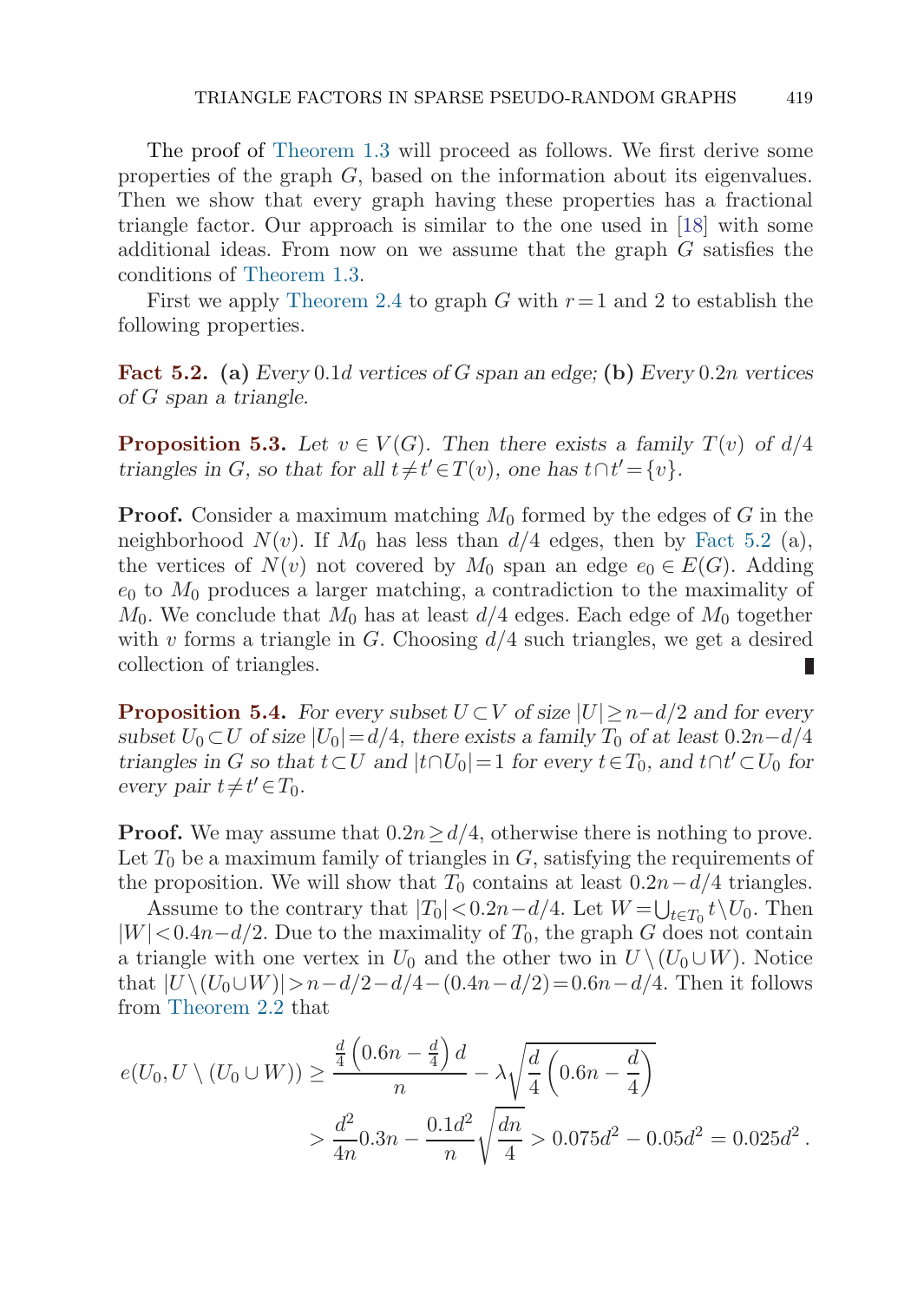The proof of Theorem 1.3 will proceed as follows. We first derive some properties of the graph $G$, based on the information about its eigenvalues. Then we show that every graph having these properties has a fractional triangle factor. Our approach is similar to the one used in [18] with some additional ideas. From now on we assume that the graph $G$ satisfies the conditions of Theorem 1.3.

First we apply Theorem 2.4 to graph $G$ with $r = 1$ and 2 to establish the following properties.

**Fact 5.2.** **(a)** *Every $0.1d$ vertices of $G$ span an edge;* **(b)** *Every $0.2n$ vertices of $G$ span a triangle.*

**Proposition 5.3.** *Let $v \in V(G)$. Then there exists a family $T(v)$ of $d/4$ triangles in $G$, so that for all $t \neq t' \in T(v)$, one has $t \cap t' = \{v\}$.*

**Proof.** Consider a maximum matching $M_0$ formed by the edges of $G$ in the neighborhood $N(v)$. If $M_0$ has less than $d/4$ edges, then by Fact 5.2 (a), the vertices of $N(v)$ not covered by $M_0$ span an edge $e_0 \in E(G)$. Adding $e_0$ to $M_0$ produces a larger matching, a contradiction to the maximality of $M_0$. We conclude that $M_0$ has at least $d/4$ edges. Each edge of $M_0$ together with $v$ forms a triangle in $G$. Choosing $d/4$ such triangles, we get a desired collection of triangles. ∎

**Proposition 5.4.** *For every subset $U \subset V$ of size $|U| \geq n - d/2$ and for every subset $U_0 \subset U$ of size $|U_0| = d/4$, there exists a family $T_0$ of at least $0.2n - d/4$ triangles in $G$ so that $t \subset U$ and $|t \cap U_0| = 1$ for every $t \in T_0$, and $t \cap t' \subset U_0$ for every pair $t \neq t' \in T_0$.*

**Proof.** We may assume that $0.2n \geq d/4$, otherwise there is nothing to prove. Let $T_0$ be a maximum family of triangles in $G$, satisfying the requirements of the proposition. We will show that $T_0$ contains at least $0.2n - d/4$ triangles.

Assume to the contrary that $|T_0| < 0.2n - d/4$. Let $W = \bigcup_{t \in T_0} t \setminus U_0$. Then $|W| < 0.4n - d/2$. Due to the maximality of $T_0$, the graph $G$ does not contain a triangle with one vertex in $U_0$ and the other two in $U \setminus (U_0 \cup W)$. Notice that $|U \setminus (U_0 \cup W)| > n - d/2 - d/4 - (0.4n - d/2) = 0.6n - d/4$. Then it follows from Theorem 2.2 that

$$e(U_0, U \setminus (U_0 \cup W)) \geq \frac{\frac{d}{4}\left(0.6n - \frac{d}{4}\right)d}{n} - \lambda\sqrt{\frac{d}{4}\left(0.6n - \frac{d}{4}\right)}$$
$$> \frac{d^2}{4n}0.3n - \frac{0.1d^2}{n}\sqrt{\frac{dn}{4}} > 0.075d^2 - 0.05d^2 = 0.025d^2\,.$$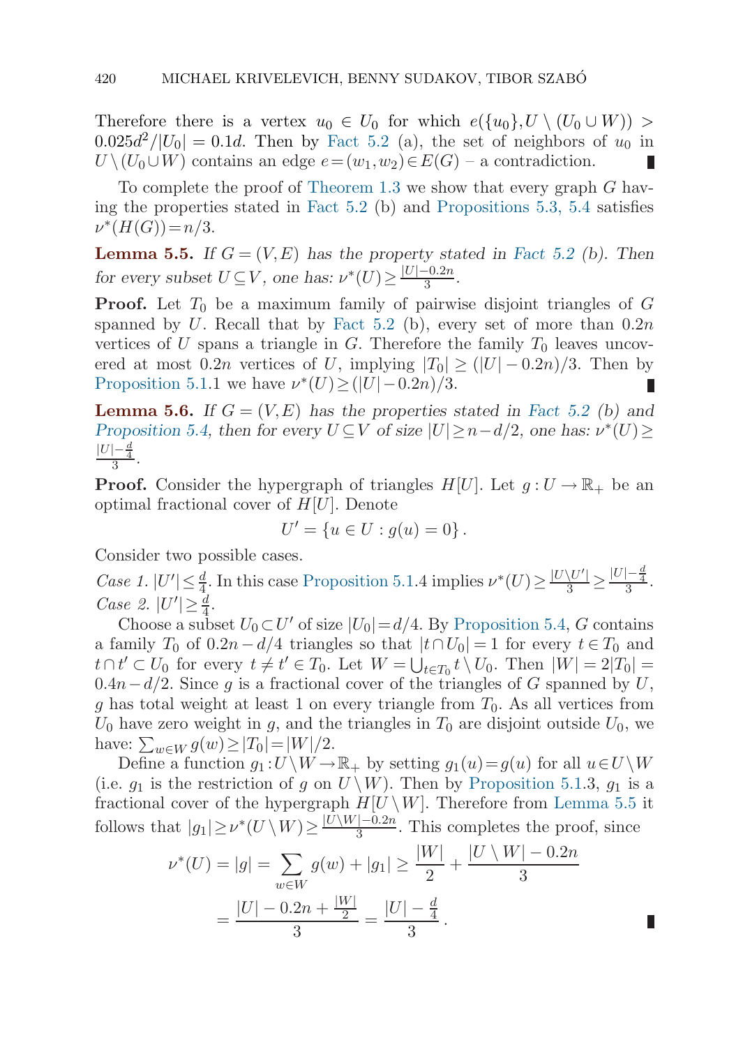Therefore there is a vertex $u_0 \in U_0$ for which $e(\{u_0\}, U \setminus (U_0 \cup W)) > 0.025d^2/|U_0| = 0.1d$. Then by Fact 5.2 (a), the set of neighbors of $u_0$ in $U \setminus (U_0 \cup W)$ contains an edge $e = (w_1, w_2) \in E(G)$ – a contradiction. ∎

To complete the proof of Theorem 1.3 we show that every graph $G$ having the properties stated in Fact 5.2 (b) and Propositions 5.3, 5.4 satisfies $\nu^*(H(G)) = n/3$.

**Lemma 5.5.** *If $G = (V, E)$ has the property stated in Fact 5.2 (b). Then for every subset $U \subseteq V$, one has: $\nu^*(U) \geq \frac{|U| - 0.2n}{3}$.*

**Proof.** Let $T_0$ be a maximum family of pairwise disjoint triangles of $G$ spanned by $U$. Recall that by Fact 5.2 (b), every set of more than $0.2n$ vertices of $U$ spans a triangle in $G$. Therefore the family $T_0$ leaves uncovered at most $0.2n$ vertices of $U$, implying $|T_0| \geq (|U| - 0.2n)/3$. Then by Proposition 5.1.1 we have $\nu^*(U) \geq (|U| - 0.2n)/3$. ∎

**Lemma 5.6.** *If $G = (V, E)$ has the properties stated in Fact 5.2 (b) and Proposition 5.4, then for every $U \subseteq V$ of size $|U| \geq n - d/2$, one has: $\nu^*(U) \geq \frac{|U| - \frac{d}{4}}{3}$.*

**Proof.** Consider the hypergraph of triangles $H[U]$. Let $g : U \to \mathbb{R}_+$ be an optimal fractional cover of $H[U]$. Denote

$$U' = \{u \in U : g(u) = 0\}.$$

Consider two possible cases.

*Case 1.* $|U'| \leq \frac{d}{4}$. In this case Proposition 5.1.4 implies $\nu^*(U) \geq \frac{|U \setminus U'|}{3} \geq \frac{|U| - \frac{d}{4}}{3}$.

*Case 2.* $|U'| \geq \frac{d}{4}$.

Choose a subset $U_0 \subset U'$ of size $|U_0| = d/4$. By Proposition 5.4, $G$ contains a family $T_0$ of $0.2n - d/4$ triangles so that $|t \cap U_0| = 1$ for every $t \in T_0$ and $t \cap t' \subset U_0$ for every $t \neq t' \in T_0$. Let $W = \bigcup_{t \in T_0} t \setminus U_0$. Then $|W| = 2|T_0| = 0.4n - d/2$. Since $g$ is a fractional cover of the triangles of $G$ spanned by $U$, $g$ has total weight at least 1 on every triangle from $T_0$. As all vertices from $U_0$ have zero weight in $g$, and the triangles in $T_0$ are disjoint outside $U_0$, we have: $\sum_{w \in W} g(w) \geq |T_0| = |W|/2$.

Define a function $g_1 : U \setminus W \to \mathbb{R}_+$ by setting $g_1(u) = g(u)$ for all $u \in U \setminus W$ (i.e. $g_1$ is the restriction of $g$ on $U \setminus W$). Then by Proposition 5.1.3, $g_1$ is a fractional cover of the hypergraph $H[U \setminus W]$. Therefore from Lemma 5.5 it follows that $|g_1| \geq \nu^*(U \setminus W) \geq \frac{|U \setminus W| - 0.2n}{3}$. This completes the proof, since

$$\nu^*(U) = |g| = \sum_{w \in W} g(w) + |g_1| \geq \frac{|W|}{2} + \frac{|U \setminus W| - 0.2n}{3}$$

$$= \frac{|U| - 0.2n + \frac{|W|}{2}}{3} = \frac{|U| - \frac{d}{4}}{3}.$$

∎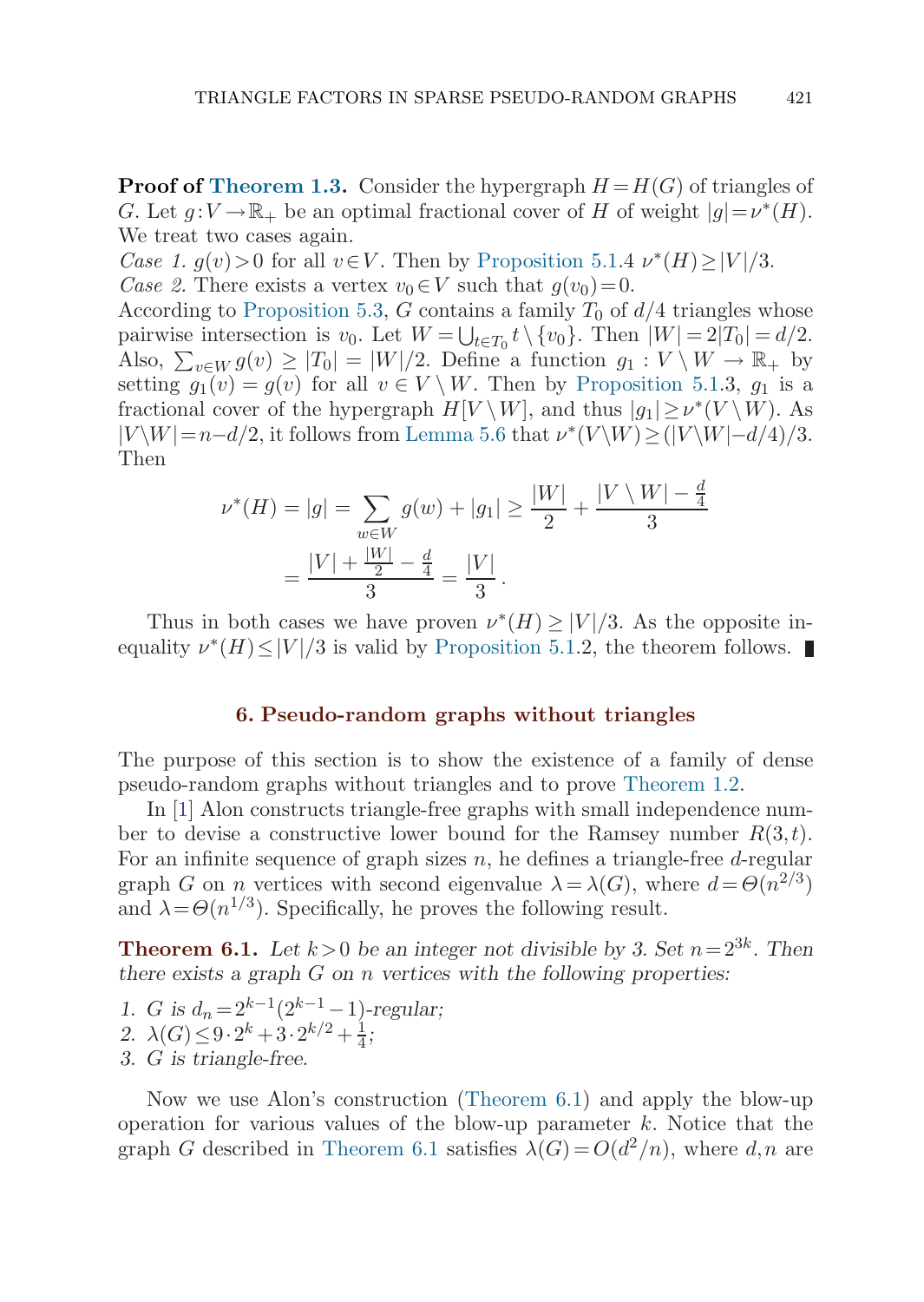**Proof of Theorem 1.3.** Consider the hypergraph $H = H(G)$ of triangles of $G$. Let $g : V \to \mathbb{R}_+$ be an optimal fractional cover of $H$ of weight $|g| = \nu^*(H)$. We treat two cases again.

*Case 1.* $g(v) > 0$ for all $v \in V$. Then by Proposition 5.1.4 $\nu^*(H) \ge |V|/3$.

*Case 2.* There exists a vertex $v_0 \in V$ such that $g(v_0) = 0$.

According to Proposition 5.3, $G$ contains a family $T_0$ of $d/4$ triangles whose pairwise intersection is $v_0$. Let $W = \bigcup_{t \in T_0} t \setminus \{v_0\}$. Then $|W| = 2|T_0| = d/2$. Also, $\sum_{v \in W} g(v) \ge |T_0| = |W|/2$. Define a function $g_1 : V \setminus W \to \mathbb{R}_+$ by setting $g_1(v) = g(v)$ for all $v \in V \setminus W$. Then by Proposition 5.1.3, $g_1$ is a fractional cover of the hypergraph $H[V \setminus W]$, and thus $|g_1| \ge \nu^*(V \setminus W)$. As $|V \setminus W| = n - d/2$, it follows from Lemma 5.6 that $\nu^*(V \setminus W) \ge (|V \setminus W| - d/4)/3$. Then

$$\nu^*(H) = |g| = \sum_{w \in W} g(w) + |g_1| \ge \frac{|W|}{2} + \frac{|V \setminus W| - \frac{d}{4}}{3}$$
$$= \frac{|V| + \frac{|W|}{2} - \frac{d}{4}}{3} = \frac{|V|}{3}.$$

Thus in both cases we have proven $\nu^*(H) \ge |V|/3$. As the opposite inequality $\nu^*(H) \le |V|/3$ is valid by Proposition 5.1.2, the theorem follows. ∎

## 6. Pseudo-random graphs without triangles

The purpose of this section is to show the existence of a family of dense pseudo-random graphs without triangles and to prove Theorem 1.2.

In [1] Alon constructs triangle-free graphs with small independence number to devise a constructive lower bound for the Ramsey number $R(3,t)$. For an infinite sequence of graph sizes $n$, he defines a triangle-free $d$-regular graph $G$ on $n$ vertices with second eigenvalue $\lambda = \lambda(G)$, where $d = \Theta(n^{2/3})$ and $\lambda = \Theta(n^{1/3})$. Specifically, he proves the following result.

**Theorem 6.1.** *Let $k > 0$ be an integer not divisible by 3. Set $n = 2^{3k}$. Then there exists a graph $G$ on $n$ vertices with the following properties:*

1. *$G$ is $d_n = 2^{k-1}(2^{k-1} - 1)$-regular;*
2. *$\lambda(G) \le 9 \cdot 2^k + 3 \cdot 2^{k/2} + \frac{1}{4}$;*
3. *$G$ is triangle-free.*

Now we use Alon's construction (Theorem 6.1) and apply the blow-up operation for various values of the blow-up parameter $k$. Notice that the graph $G$ described in Theorem 6.1 satisfies $\lambda(G) = O(d^2/n)$, where $d, n$ are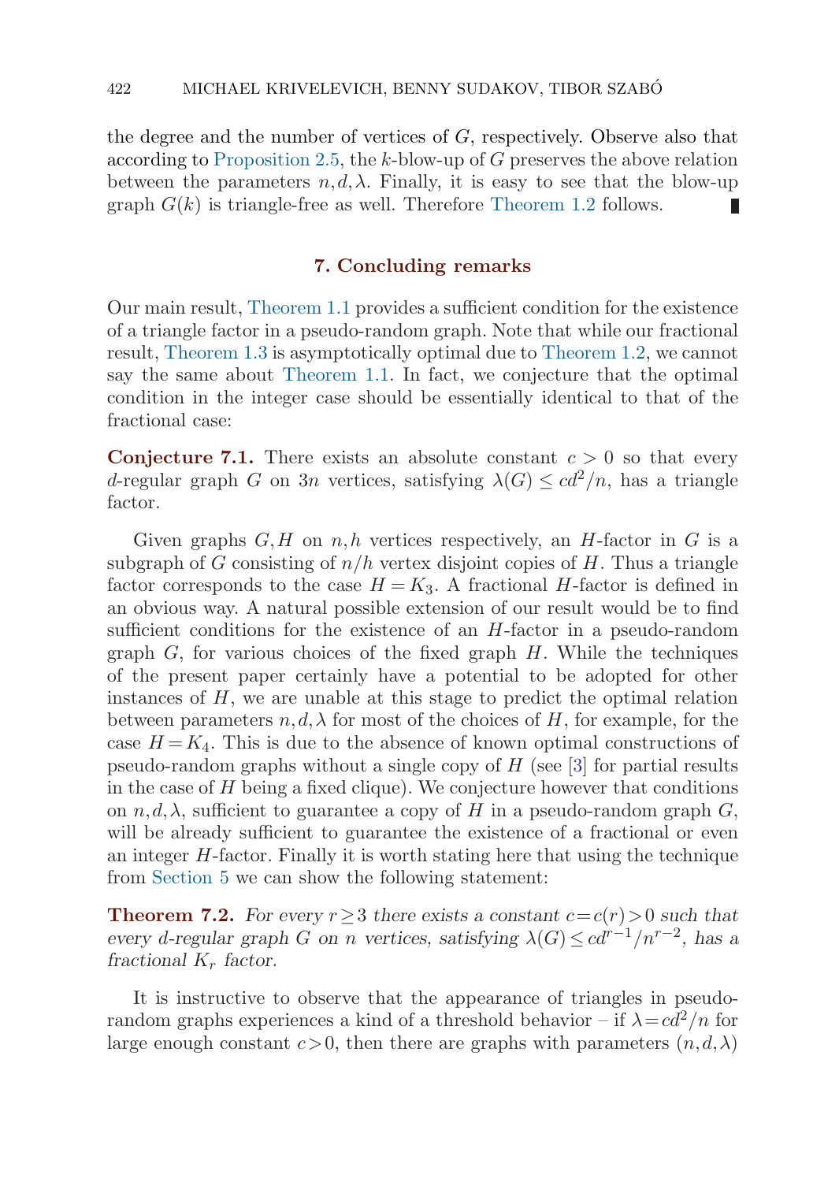the degree and the number of vertices of $G$, respectively. Observe also that according to Proposition 2.5, the $k$-blow-up of $G$ preserves the above relation between the parameters $n, d, \lambda$. Finally, it is easy to see that the blow-up graph $G(k)$ is triangle-free as well. Therefore Theorem 1.2 follows. ∎

## 7. Concluding remarks

Our main result, Theorem 1.1 provides a sufficient condition for the existence of a triangle factor in a pseudo-random graph. Note that while our fractional result, Theorem 1.3 is asymptotically optimal due to Theorem 1.2, we cannot say the same about Theorem 1.1. In fact, we conjecture that the optimal condition in the integer case should be essentially identical to that of the fractional case:

**Conjecture 7.1.** There exists an absolute constant $c > 0$ so that every $d$-regular graph $G$ on $3n$ vertices, satisfying $\lambda(G) \leq cd^2/n$, has a triangle factor.

Given graphs $G, H$ on $n, h$ vertices respectively, an $H$-factor in $G$ is a subgraph of $G$ consisting of $n/h$ vertex disjoint copies of $H$. Thus a triangle factor corresponds to the case $H = K_3$. A fractional $H$-factor is defined in an obvious way. A natural possible extension of our result would be to find sufficient conditions for the existence of an $H$-factor in a pseudo-random graph $G$, for various choices of the fixed graph $H$. While the techniques of the present paper certainly have a potential to be adopted for other instances of $H$, we are unable at this stage to predict the optimal relation between parameters $n, d, \lambda$ for most of the choices of $H$, for example, for the case $H = K_4$. This is due to the absence of known optimal constructions of pseudo-random graphs without a single copy of $H$ (see [3] for partial results in the case of $H$ being a fixed clique). We conjecture however that conditions on $n, d, \lambda$, sufficient to guarantee a copy of $H$ in a pseudo-random graph $G$, will be already sufficient to guarantee the existence of a fractional or even an integer $H$-factor. Finally it is worth stating here that using the technique from Section 5 we can show the following statement:

**Theorem 7.2.** *For every $r \geq 3$ there exists a constant $c = c(r) > 0$ such that every $d$-regular graph $G$ on $n$ vertices, satisfying $\lambda(G) \leq cd^{r-1}/n^{r-2}$, has a fractional $K_r$ factor.*

It is instructive to observe that the appearance of triangles in pseudo-random graphs experiences a kind of a threshold behavior – if $\lambda = cd^2/n$ for large enough constant $c > 0$, then there are graphs with parameters $(n, d, \lambda)$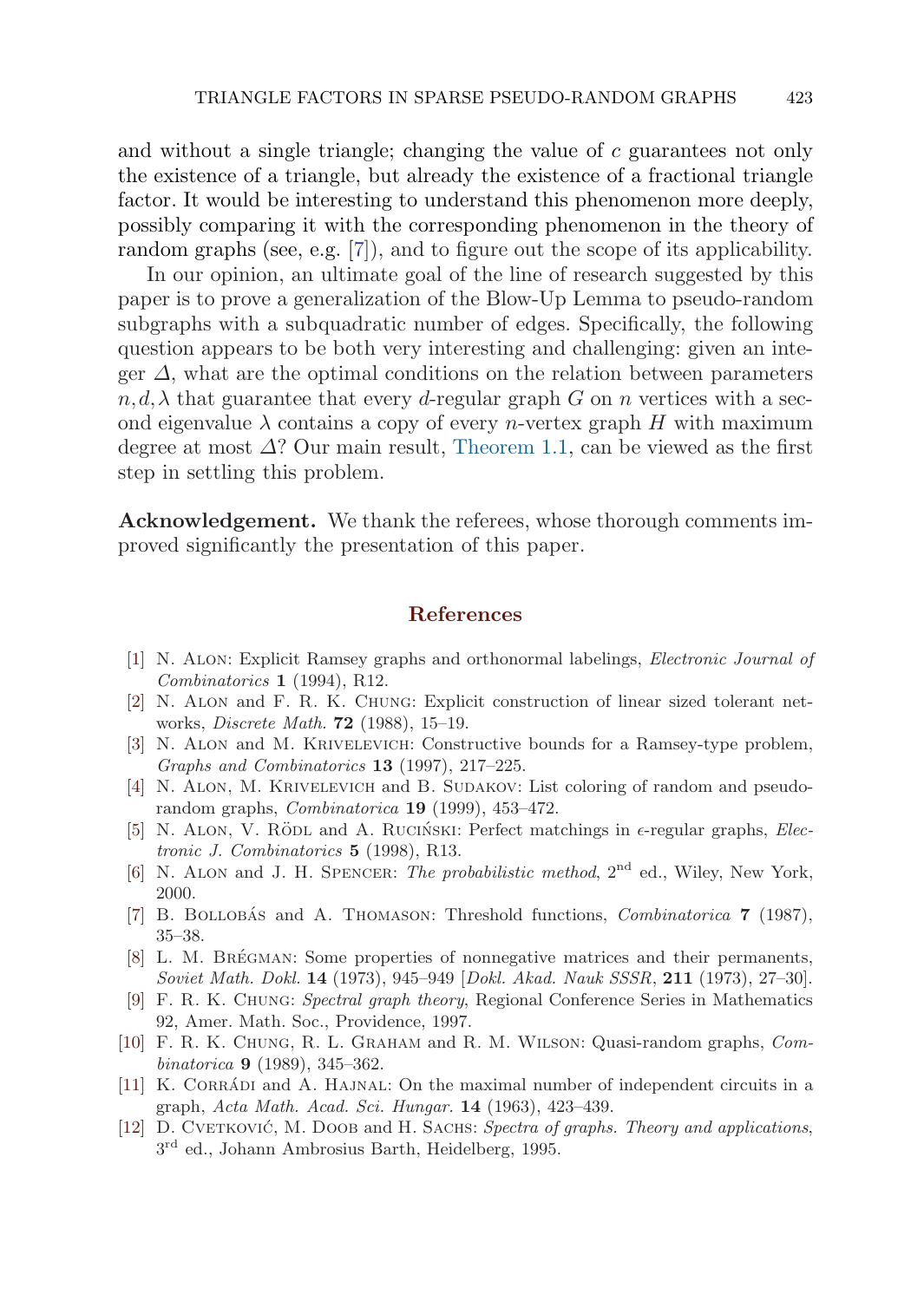and without a single triangle; changing the value of $c$ guarantees not only the existence of a triangle, but already the existence of a fractional triangle factor. It would be interesting to understand this phenomenon more deeply, possibly comparing it with the corresponding phenomenon in the theory of random graphs (see, e.g. [7]), and to figure out the scope of its applicability.

In our opinion, an ultimate goal of the line of research suggested by this paper is to prove a generalization of the Blow-Up Lemma to pseudo-random subgraphs with a subquadratic number of edges. Specifically, the following question appears to be both very interesting and challenging: given an integer $\Delta$, what are the optimal conditions on the relation between parameters $n, d, \lambda$ that guarantee that every $d$-regular graph $G$ on $n$ vertices with a second eigenvalue $\lambda$ contains a copy of every $n$-vertex graph $H$ with maximum degree at most $\Delta$? Our main result, Theorem 1.1, can be viewed as the first step in settling this problem.

**Acknowledgement.** We thank the referees, whose thorough comments improved significantly the presentation of this paper.

## References

[1] N. Alon: Explicit Ramsey graphs and orthonormal labelings, *Electronic Journal of Combinatorics* **1** (1994), R12.

[2] N. Alon and F. R. K. Chung: Explicit construction of linear sized tolerant networks, *Discrete Math.* **72** (1988), 15–19.

[3] N. Alon and M. Krivelevich: Constructive bounds for a Ramsey-type problem, *Graphs and Combinatorics* **13** (1997), 217–225.

[4] N. Alon, M. Krivelevich and B. Sudakov: List coloring of random and pseudo-random graphs, *Combinatorica* **19** (1999), 453–472.

[5] N. Alon, V. Rödl and A. Ruciński: Perfect matchings in $\epsilon$-regular graphs, *Electronic J. Combinatorics* **5** (1998), R13.

[6] N. Alon and J. H. Spencer: *The probabilistic method*, 2nd ed., Wiley, New York, 2000.

[7] B. Bollobás and A. Thomason: Threshold functions, *Combinatorica* **7** (1987), 35–38.

[8] L. M. Brégman: Some properties of nonnegative matrices and their permanents, *Soviet Math. Dokl.* **14** (1973), 945–949 [*Dokl. Akad. Nauk SSSR*, **211** (1973), 27–30].

[9] F. R. K. Chung: *Spectral graph theory*, Regional Conference Series in Mathematics 92, Amer. Math. Soc., Providence, 1997.

[10] F. R. K. Chung, R. L. Graham and R. M. Wilson: Quasi-random graphs, *Combinatorica* **9** (1989), 345–362.

[11] K. Corrádi and A. Hajnal: On the maximal number of independent circuits in a graph, *Acta Math. Acad. Sci. Hungar.* **14** (1963), 423–439.

[12] D. Cvetković, M. Doob and H. Sachs: *Spectra of graphs. Theory and applications*, 3rd ed., Johann Ambrosius Barth, Heidelberg, 1995.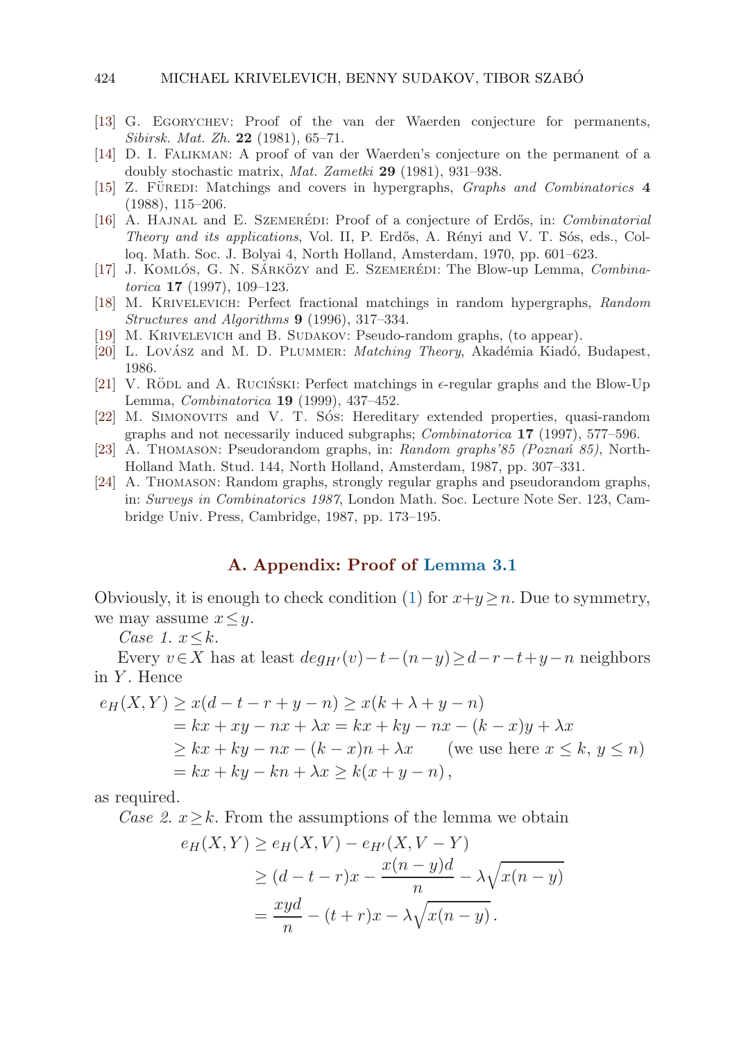[13] G. Egorychev: Proof of the van der Waerden conjecture for permanents, *Sibirsk. Mat. Zh.* **22** (1981), 65–71.

[14] D. I. Falikman: A proof of van der Waerden's conjecture on the permanent of a doubly stochastic matrix, *Mat. Zametki* **29** (1981), 931–938.

[15] Z. Füredi: Matchings and covers in hypergraphs, *Graphs and Combinatorics* **4** (1988), 115–206.

[16] A. Hajnal and E. Szemerédi: Proof of a conjecture of Erdős, in: *Combinatorial Theory and its applications*, Vol. II, P. Erdős, A. Rényi and V. T. Sós, eds., Colloq. Math. Soc. J. Bolyai 4, North Holland, Amsterdam, 1970, pp. 601–623.

[17] J. Komlós, G. N. Sárközy and E. Szemerédi: The Blow-up Lemma, *Combinatorica* **17** (1997), 109–123.

[18] M. Krivelevich: Perfect fractional matchings in random hypergraphs, *Random Structures and Algorithms* **9** (1996), 317–334.

[19] M. Krivelevich and B. Sudakov: Pseudo-random graphs, (to appear).

[20] L. Lovász and M. D. Plummer: *Matching Theory*, Akadémia Kiadó, Budapest, 1986.

[21] V. Rödl and A. Ruciński: Perfect matchings in $\epsilon$-regular graphs and the Blow-Up Lemma, *Combinatorica* **19** (1999), 437–452.

[22] M. Simonovits and V. T. Sós: Hereditary extended properties, quasi-random graphs and not necessarily induced subgraphs; *Combinatorica* **17** (1997), 577–596.

[23] A. Thomason: Pseudorandom graphs, in: *Random graphs'85 (Poznań 85)*, North-Holland Math. Stud. 144, North Holland, Amsterdam, 1987, pp. 307–331.

[24] A. Thomason: Random graphs, strongly regular graphs and pseudorandom graphs, in: *Surveys in Combinatorics 1987*, London Math. Soc. Lecture Note Ser. 123, Cambridge Univ. Press, Cambridge, 1987, pp. 173–195.

## A. Appendix: Proof of Lemma 3.1

Obviously, it is enough to check condition (1) for $x+y \geq n$. Due to symmetry, we may assume $x \leq y$.

*Case 1.* $x \leq k$.

Every $v \in X$ has at least $deg_{H'}(v) - t - (n-y) \geq d - r - t + y - n$ neighbors in $Y$. Hence

$$
\begin{aligned}
e_H(X,Y) &\geq x(d-t-r+y-n) \geq x(k+\lambda+y-n) \\
&= kx + xy - nx + \lambda x = kx + ky - nx - (k-x)y + \lambda x \\
&\geq kx + ky - nx - (k-x)n + \lambda x \qquad \text{(we use here } x \leq k,\ y \leq n\text{)} \\
&= kx + ky - kn + \lambda x \geq k(x+y-n)\,,
\end{aligned}
$$

as required.

*Case 2.* $x \geq k$. From the assumptions of the lemma we obtain

$$
\begin{aligned}
e_H(X,Y) &\geq e_H(X,V) - e_{H'}(X,V-Y) \\
&\geq (d-t-r)x - \frac{x(n-y)d}{n} - \lambda\sqrt{x(n-y)} \\
&= \frac{xyd}{n} - (t+r)x - \lambda\sqrt{x(n-y)}\,.
\end{aligned}
$$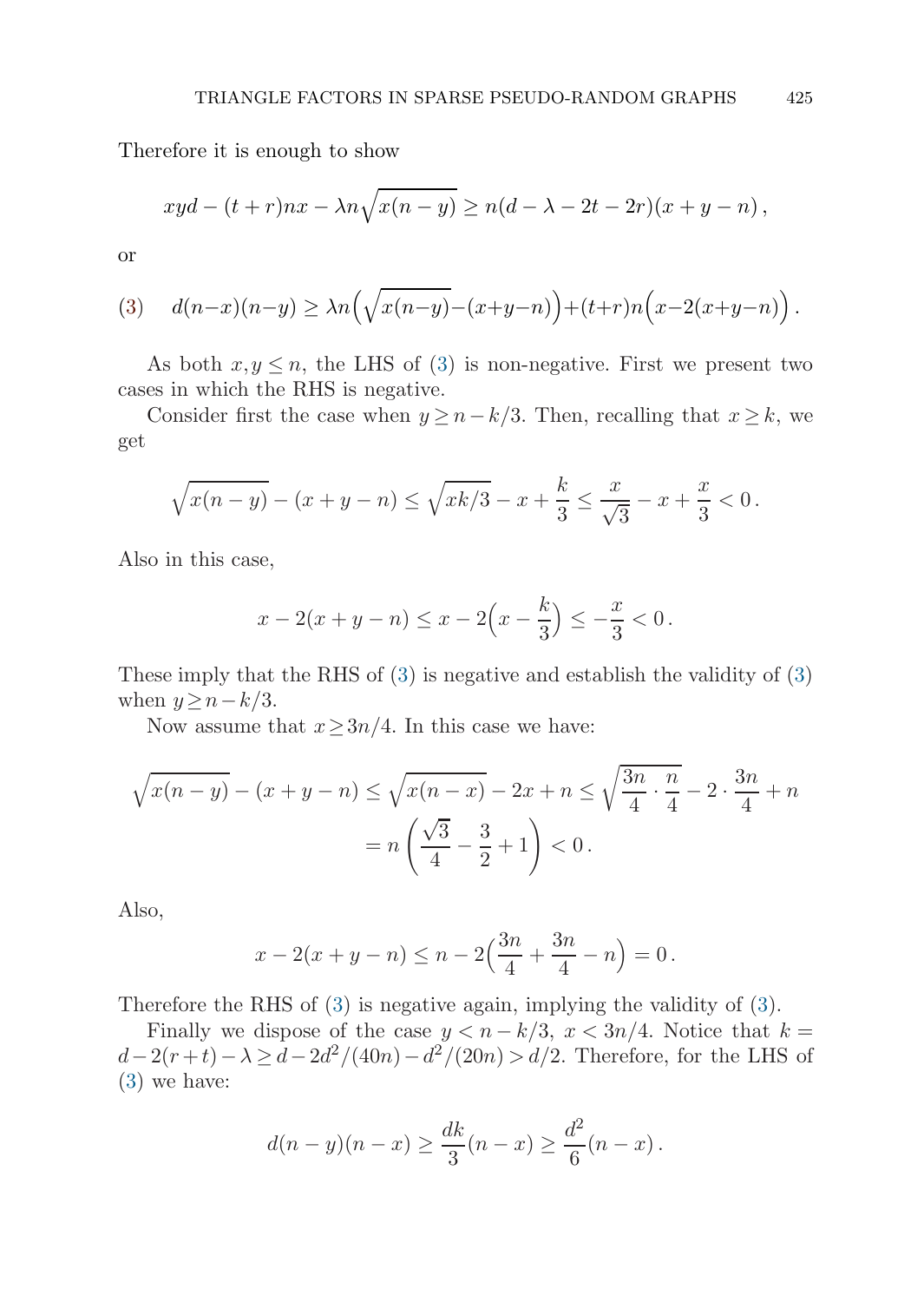Therefore it is enough to show

$$xyd-(t+r)nx-\lambda n\sqrt{x(n-y)}\geq n(d-\lambda-2t-2r)(x+y-n)\,,$$

or

$$(3)\quad d(n-x)(n-y)\geq \lambda n\Big(\sqrt{x(n-y)}-(x+y-n)\Big)+(t+r)n\Big(x-2(x+y-n)\Big)\,.$$

As both $x,y\leq n$, the LHS of (3) is non-negative. First we present two cases in which the RHS is negative.

Consider first the case when $y\geq n-k/3$. Then, recalling that $x\geq k$, we get

$$\sqrt{x(n-y)}-(x+y-n)\leq \sqrt{xk/3}-x+\frac{k}{3}\leq \frac{x}{\sqrt{3}}-x+\frac{x}{3}<0\,.$$

Also in this case,

$$x-2(x+y-n)\leq x-2\Big(x-\frac{k}{3}\Big)\leq -\frac{x}{3}<0\,.$$

These imply that the RHS of (3) is negative and establish the validity of (3) when $y\geq n-k/3$.

Now assume that $x\geq 3n/4$. In this case we have:

$$\begin{aligned}\sqrt{x(n-y)}-(x+y-n)\leq \sqrt{x(n-x)}-2x+n\leq \sqrt{\frac{3n}{4}\cdot\frac{n}{4}}-2\cdot\frac{3n}{4}+n\\ =n\left(\frac{\sqrt{3}}{4}-\frac{3}{2}+1\right)<0\,.\end{aligned}$$

Also,

$$x-2(x+y-n)\leq n-2\Big(\frac{3n}{4}+\frac{3n}{4}-n\Big)=0\,.$$

Therefore the RHS of (3) is negative again, implying the validity of (3).

Finally we dispose of the case $y<n-k/3$, $x<3n/4$. Notice that $k=d-2(r+t)-\lambda\geq d-2d^2/(40n)-d^2/(20n)>d/2$. Therefore, for the LHS of (3) we have:

$$d(n-y)(n-x)\geq \frac{dk}{3}(n-x)\geq \frac{d^2}{6}(n-x)\,.$$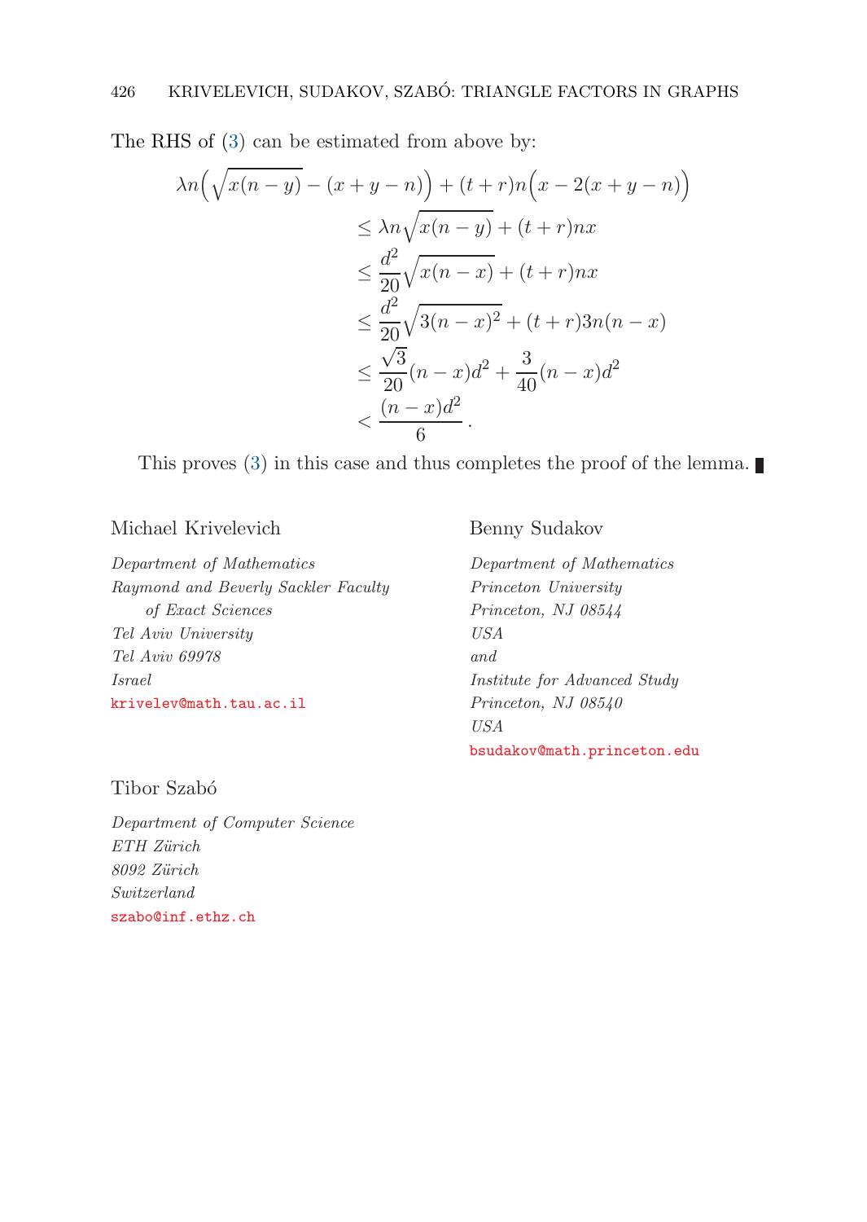The RHS of (3) can be estimated from above by:

$$
\begin{aligned}
\lambda n\Big(\sqrt{x(n-y)} - (x+y-n)\Big) + (t+r)n\Big(x - 2(x+y-n)\Big) \\
&\le \lambda n\sqrt{x(n-y)} + (t+r)nx \\
&\le \frac{d^2}{20}\sqrt{x(n-x)} + (t+r)nx \\
&\le \frac{d^2}{20}\sqrt{3(n-x)^2} + (t+r)3n(n-x) \\
&\le \frac{\sqrt{3}}{20}(n-x)d^2 + \frac{3}{40}(n-x)d^2 \\
&< \frac{(n-x)d^2}{6}.
\end{aligned}
$$

This proves (3) in this case and thus completes the proof of the lemma. ∎

Michael Krivelevich

*Department of Mathematics*
*Raymond and Beverly Sackler Faculty of Exact Sciences*
*Tel Aviv University*
*Tel Aviv 69978*
*Israel*
krivelev@math.tau.ac.il

Benny Sudakov

*Department of Mathematics*
*Princeton University*
*Princeton, NJ 08544*
*USA*
*and*
*Institute for Advanced Study*
*Princeton, NJ 08540*
*USA*
bsudakov@math.princeton.edu

Tibor Szabó

*Department of Computer Science*
*ETH Zürich*
*8092 Zürich*
*Switzerland*
szabo@inf.ethz.ch